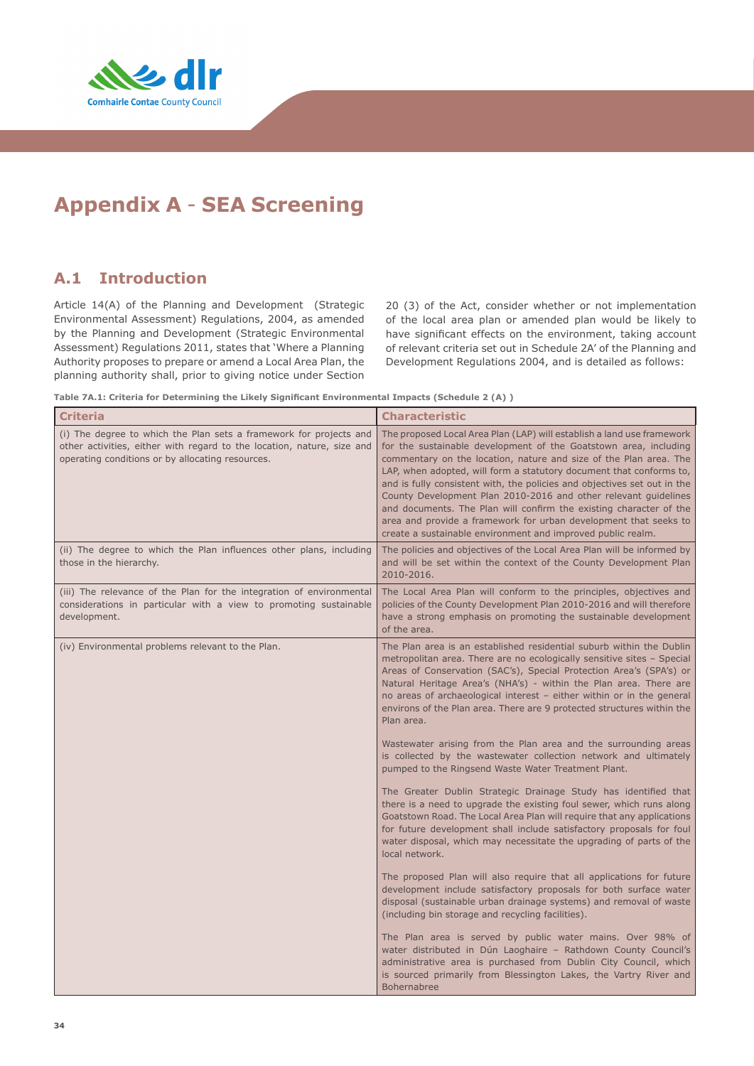# Appendix A - SEA Screening

## A.1 Introduction

Article 14(A) of the Planning and Development (Strategic Environmental Assessment) Regulations, 2004, as amended by the Planning and Development (Strategic Environmental Assessment) Regulations 2011, states that 'Where a Planning Authority proposes to prepare or amend a Local Area Plan, the planning authority shall, prior to giving notice under Section 20 (3) of the Act, consider whether or not implementation of the local area plan or amended plan would be likely to have significant effects on the environment, taking account of relevant criteria set out in Schedule 2A' of the Planning and Development Regulations 2004, and is detailed as follows:

**Table 7A.1: Criteria for Determining the Likely Significant Environmental Impacts (Schedule 2 (A) )**

| Criteria | Characteristic |
|---|---|
| (i) The degree to which the Plan sets a framework for projects and other activities, either with regard to the location, nature, size and operating conditions or by allocating resources. | The proposed Local Area Plan (LAP) will establish a land use framework for the sustainable development of the Goatstown area, including commentary on the location, nature and size of the Plan area. The LAP, when adopted, will form a statutory document that conforms to, and is fully consistent with, the policies and objectives set out in the County Development Plan 2010-2016 and other relevant guidelines and documents. The Plan will confirm the existing character of the area and provide a framework for urban development that seeks to create a sustainable environment and improved public realm. |
| (ii) The degree to which the Plan influences other plans, including those in the hierarchy. | The policies and objectives of the Local Area Plan will be informed by and will be set within the context of the County Development Plan 2010-2016. |
| (iii) The relevance of the Plan for the integration of environmental considerations in particular with a view to promoting sustainable development. | The Local Area Plan will conform to the principles, objectives and policies of the County Development Plan 2010-2016 and will therefore have a strong emphasis on promoting the sustainable development of the area. |
| (iv) Environmental problems relevant to the Plan. | The Plan area is an established residential suburb within the Dublin metropolitan area. There are no ecologically sensitive sites – Special Areas of Conservation (SAC's), Special Protection Area's (SPA's) or Natural Heritage Area's (NHA's) - within the Plan area. There are no areas of archaeological interest – either within or in the general environs of the Plan area. There are 9 protected structures within the Plan area.<br><br>Wastewater arising from the Plan area and the surrounding areas is collected by the wastewater collection network and ultimately pumped to the Ringsend Waste Water Treatment Plant.<br><br>The Greater Dublin Strategic Drainage Study has identified that there is a need to upgrade the existing foul sewer, which runs along Goatstown Road. The Local Area Plan will require that any applications for future development shall include satisfactory proposals for foul water disposal, which may necessitate the upgrading of parts of the local network.<br><br>The proposed Plan will also require that all applications for future development include satisfactory proposals for both surface water disposal (sustainable urban drainage systems) and removal of waste (including bin storage and recycling facilities).<br><br>The Plan area is served by public water mains. Over 98% of water distributed in Dún Laoghaire – Rathdown County Council's administrative area is purchased from Dublin City Council, which is sourced primarily from Blessington Lakes, the Vartry River and Bohernabree |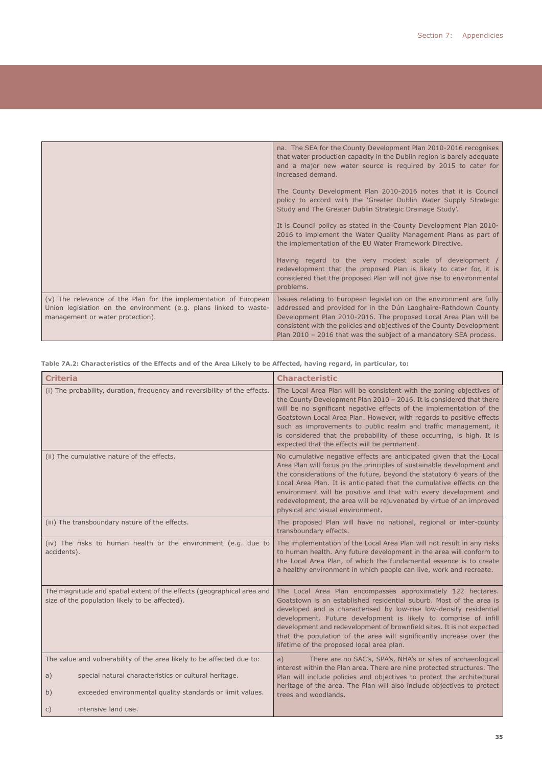| | |
|---|---|
| | na. The SEA for the County Development Plan 2010-2016 recognises that water production capacity in the Dublin region is barely adequate and a major new water source is required by 2015 to cater for increased demand.<br><br>The County Development Plan 2010-2016 notes that it is Council policy to accord with the 'Greater Dublin Water Supply Strategic Study and The Greater Dublin Strategic Drainage Study'.<br><br>It is Council policy as stated in the County Development Plan 2010-2016 to implement the Water Quality Management Plans as part of the implementation of the EU Water Framework Directive.<br><br>Having regard to the very modest scale of development / redevelopment that the proposed Plan is likely to cater for, it is considered that the proposed Plan will not give rise to environmental problems. |
| (v) The relevance of the Plan for the implementation of European Union legislation on the environment (e.g. plans linked to waste-management or water protection). | Issues relating to European legislation on the environment are fully addressed and provided for in the Dún Laoghaire-Rathdown County Development Plan 2010-2016. The proposed Local Area Plan will be consistent with the policies and objectives of the County Development Plan 2010 – 2016 that was the subject of a mandatory SEA process. |

**Table 7A.2: Characteristics of the Effects and of the Area Likely to be Affected, having regard, in particular, to:**

| Criteria | Characteristic |
|---|---|
| (i) The probability, duration, frequency and reversibility of the effects. | The Local Area Plan will be consistent with the zoning objectives of the County Development Plan 2010 – 2016. It is considered that there will be no significant negative effects of the implementation of the Goatstown Local Area Plan. However, with regards to positive effects such as improvements to public realm and traffic management, it is considered that the probability of these occurring, is high. It is expected that the effects will be permanent. |
| (ii) The cumulative nature of the effects. | No cumulative negative effects are anticipated given that the Local Area Plan will focus on the principles of sustainable development and the considerations of the future, beyond the statutory 6 years of the Local Area Plan. It is anticipated that the cumulative effects on the environment will be positive and that with every development and redevelopment, the area will be rejuvenated by virtue of an improved physical and visual environment. |
| (iii) The transboundary nature of the effects. | The proposed Plan will have no national, regional or inter-county transboundary effects. |
| (iv) The risks to human health or the environment (e.g. due to accidents). | The implementation of the Local Area Plan will not result in any risks to human health. Any future development in the area will conform to the Local Area Plan, of which the fundamental essence is to create a healthy environment in which people can live, work and recreate. |
| The magnitude and spatial extent of the effects (geographical area and size of the population likely to be affected). | The Local Area Plan encompasses approximately 122 hectares. Goatstown is an established residential suburb. Most of the area is developed and is characterised by low-rise low-density residential development. Future development is likely to comprise of infill development and redevelopment of brownfield sites. It is not expected that the population of the area will significantly increase over the lifetime of the proposed local area plan. |
| The value and vulnerability of the area likely to be affected due to:<br><br>a) special natural characteristics or cultural heritage.<br><br>b) exceeded environmental quality standards or limit values.<br><br>c) intensive land use. | a) There are no SAC's, SPA's, NHA's or sites of archaeological interest within the Plan area. There are nine protected structures. The Plan will include policies and objectives to protect the architectural heritage of the area. The Plan will also include objectives to protect trees and woodlands. |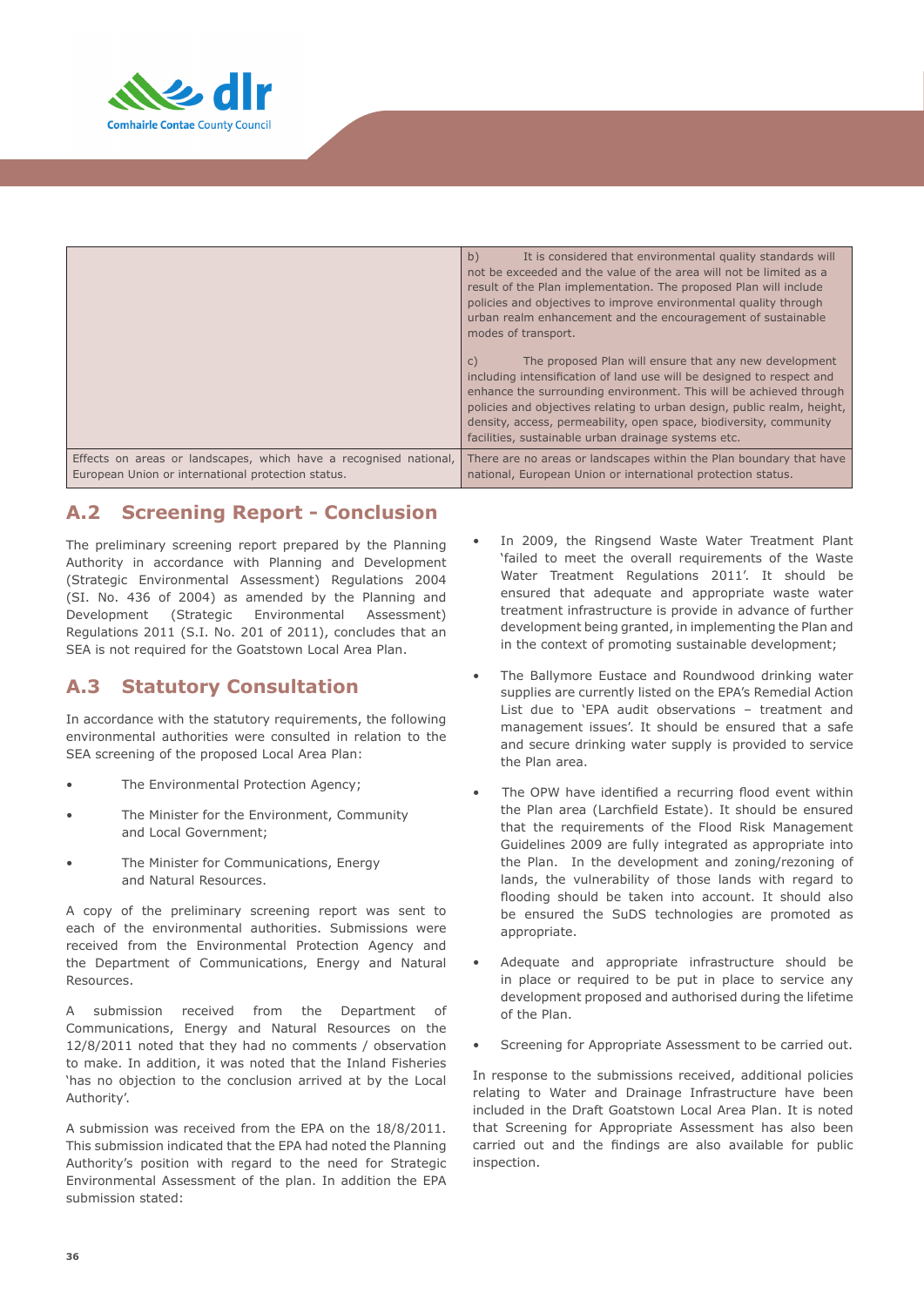| | |
|---|---|
| | b) It is considered that environmental quality standards will not be exceeded and the value of the area will not be limited as a result of the Plan implementation. The proposed Plan will include policies and objectives to improve environmental quality through urban realm enhancement and the encouragement of sustainable modes of transport.<br><br>c) The proposed Plan will ensure that any new development including intensification of land use will be designed to respect and enhance the surrounding environment. This will be achieved through policies and objectives relating to urban design, public realm, height, density, access, permeability, open space, biodiversity, community facilities, sustainable urban drainage systems etc. |
| Effects on areas or landscapes, which have a recognised national, European Union or international protection status. | There are no areas or landscapes within the Plan boundary that have national, European Union or international protection status. |

## A.2 Screening Report - Conclusion

The preliminary screening report prepared by the Planning Authority in accordance with Planning and Development (Strategic Environmental Assessment) Regulations 2004 (SI. No. 436 of 2004) as amended by the Planning and Development (Strategic Environmental Assessment) Regulations 2011 (S.I. No. 201 of 2011), concludes that an SEA is not required for the Goatstown Local Area Plan.

## A.3 Statutory Consultation

In accordance with the statutory requirements, the following environmental authorities were consulted in relation to the SEA screening of the proposed Local Area Plan:

- The Environmental Protection Agency;
- The Minister for the Environment, Community and Local Government;
- The Minister for Communications, Energy and Natural Resources.

A copy of the preliminary screening report was sent to each of the environmental authorities. Submissions were received from the Environmental Protection Agency and the Department of Communications, Energy and Natural Resources.

A submission received from the Department of Communications, Energy and Natural Resources on the 12/8/2011 noted that they had no comments / observation to make. In addition, it was noted that the Inland Fisheries 'has no objection to the conclusion arrived at by the Local Authority'.

A submission was received from the EPA on the 18/8/2011. This submission indicated that the EPA had noted the Planning Authority's position with regard to the need for Strategic Environmental Assessment of the plan. In addition the EPA submission stated:

- In 2009, the Ringsend Waste Water Treatment Plant 'failed to meet the overall requirements of the Waste Water Treatment Regulations 2011'. It should be ensured that adequate and appropriate waste water treatment infrastructure is provide in advance of further development being granted, in implementing the Plan and in the context of promoting sustainable development;
- The Ballymore Eustace and Roundwood drinking water supplies are currently listed on the EPA's Remedial Action List due to 'EPA audit observations – treatment and management issues'. It should be ensured that a safe and secure drinking water supply is provided to service the Plan area.
- The OPW have identified a recurring flood event within the Plan area (Larchfield Estate). It should be ensured that the requirements of the Flood Risk Management Guidelines 2009 are fully integrated as appropriate into the Plan. In the development and zoning/rezoning of lands, the vulnerability of those lands with regard to flooding should be taken into account. It should also be ensured the SuDS technologies are promoted as appropriate.
- Adequate and appropriate infrastructure should be in place or required to be put in place to service any development proposed and authorised during the lifetime of the Plan.
- Screening for Appropriate Assessment to be carried out.

In response to the submissions received, additional policies relating to Water and Drainage Infrastructure have been included in the Draft Goatstown Local Area Plan. It is noted that Screening for Appropriate Assessment has also been carried out and the findings are also available for public inspection.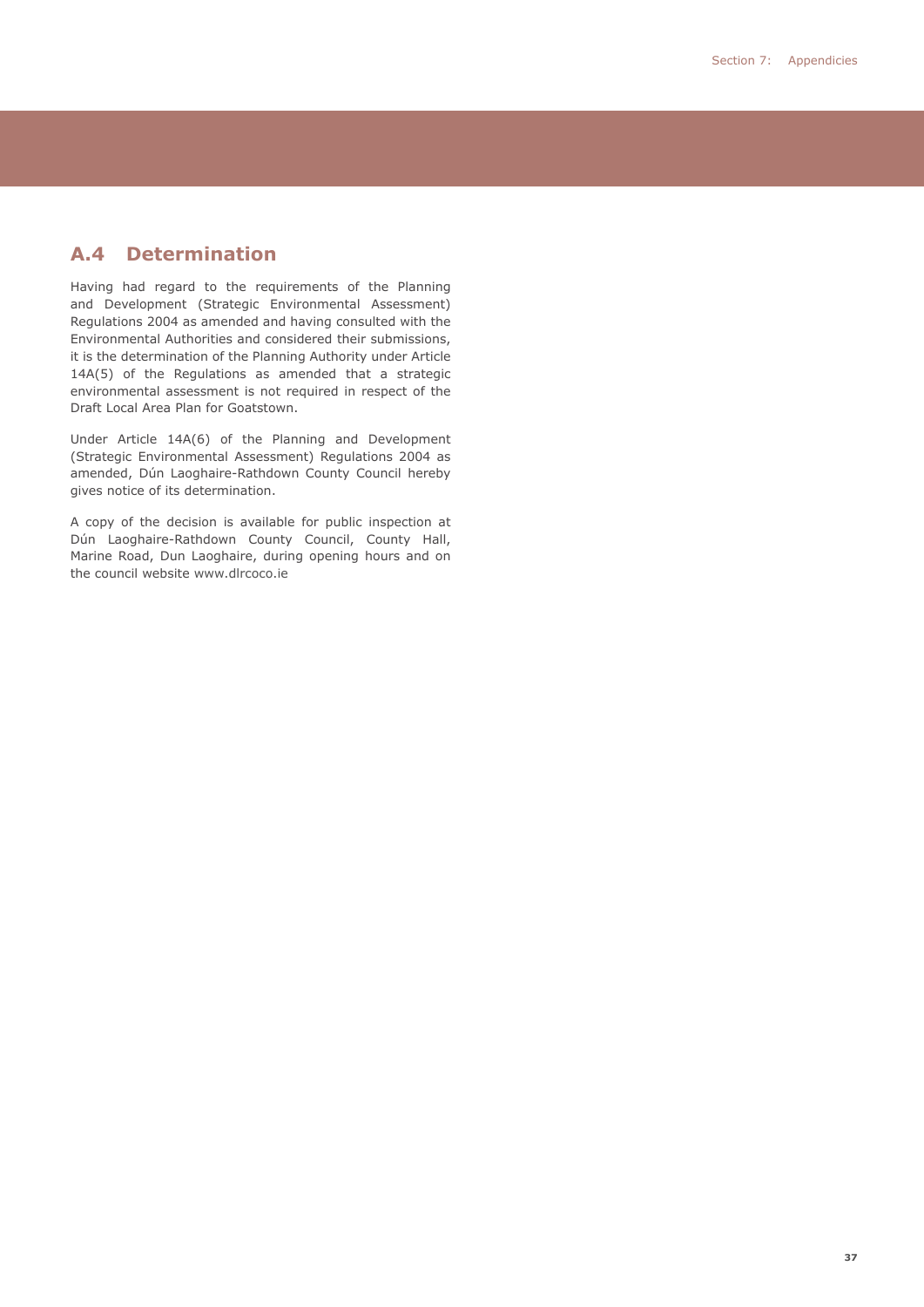## A.4 Determination

Having had regard to the requirements of the Planning and Development (Strategic Environmental Assessment) Regulations 2004 as amended and having consulted with the Environmental Authorities and considered their submissions, it is the determination of the Planning Authority under Article 14A(5) of the Regulations as amended that a strategic environmental assessment is not required in respect of the Draft Local Area Plan for Goatstown.

Under Article 14A(6) of the Planning and Development (Strategic Environmental Assessment) Regulations 2004 as amended, Dún Laoghaire-Rathdown County Council hereby gives notice of its determination.

A copy of the decision is available for public inspection at Dún Laoghaire-Rathdown County Council, County Hall, Marine Road, Dun Laoghaire, during opening hours and on the council website www.dlrcoco.ie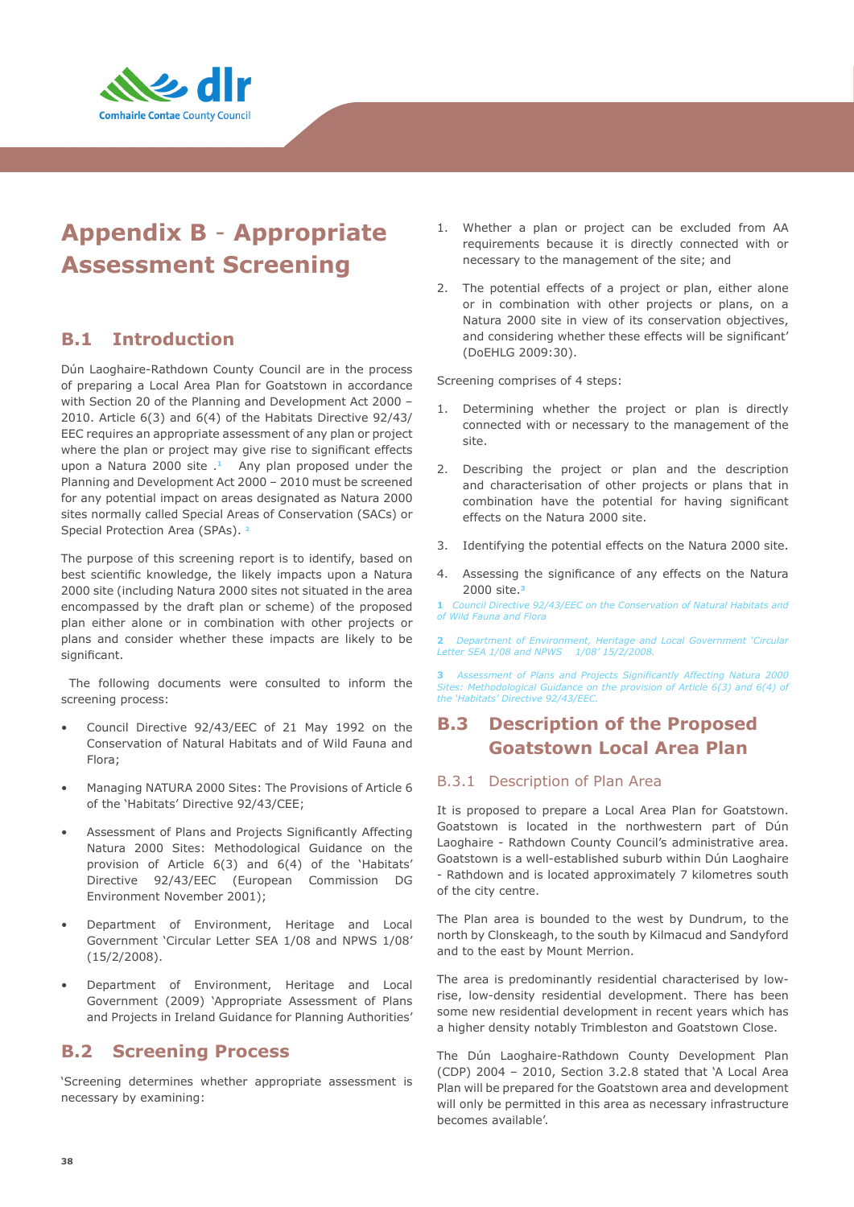# Appendix B - Appropriate Assessment Screening

## B.1 Introduction

Dún Laoghaire-Rathdown County Council are in the process of preparing a Local Area Plan for Goatstown in accordance with Section 20 of the Planning and Development Act 2000 – 2010. Article 6(3) and 6(4) of the Habitats Directive 92/43/EEC requires an appropriate assessment of any plan or project where the plan or project may give rise to significant effects upon a Natura 2000 site .[1] Any plan proposed under the Planning and Development Act 2000 – 2010 must be screened for any potential impact on areas designated as Natura 2000 sites normally called Special Areas of Conservation (SACs) or Special Protection Area (SPAs). [2]

The purpose of this screening report is to identify, based on best scientific knowledge, the likely impacts upon a Natura 2000 site (including Natura 2000 sites not situated in the area encompassed by the draft plan or scheme) of the proposed plan either alone or in combination with other projects or plans and consider whether these impacts are likely to be significant.

The following documents were consulted to inform the screening process:

- Council Directive 92/43/EEC of 21 May 1992 on the Conservation of Natural Habitats and of Wild Fauna and Flora;
- Managing NATURA 2000 Sites: The Provisions of Article 6 of the 'Habitats' Directive 92/43/CEE;
- Assessment of Plans and Projects Significantly Affecting Natura 2000 Sites: Methodological Guidance on the provision of Article 6(3) and 6(4) of the 'Habitats' Directive 92/43/EEC (European Commission DG Environment November 2001);
- Department of Environment, Heritage and Local Government 'Circular Letter SEA 1/08 and NPWS 1/08' (15/2/2008).
- Department of Environment, Heritage and Local Government (2009) 'Appropriate Assessment of Plans and Projects in Ireland Guidance for Planning Authorities'

## B.2 Screening Process

'Screening determines whether appropriate assessment is necessary by examining:

1. Whether a plan or project can be excluded from AA requirements because it is directly connected with or necessary to the management of the site; and
2. The potential effects of a project or plan, either alone or in combination with other projects or plans, on a Natura 2000 site in view of its conservation objectives, and considering whether these effects will be significant' (DoEHLG 2009:30).

Screening comprises of 4 steps:

1. Determining whether the project or plan is directly connected with or necessary to the management of the site.
2. Describing the project or plan and the description and characterisation of other projects or plans that in combination have the potential for having significant effects on the Natura 2000 site.
3. Identifying the potential effects on the Natura 2000 site.
4. Assessing the significance of any effects on the Natura 2000 site.[3]

[1] *Council Directive 92/43/EEC on the Conservation of Natural Habitats and of Wild Fauna and Flora*

[2] *Department of Environment, Heritage and Local Government 'Circular Letter SEA 1/08 and NPWS 1/08' 15/2/2008.*

[3] *Assessment of Plans and Projects Significantly Affecting Natura 2000 Sites: Methodological Guidance on the provision of Article 6(3) and 6(4) of the 'Habitats' Directive 92/43/EEC.*

## B.3 Description of the Proposed Goatstown Local Area Plan

### B.3.1 Description of Plan Area

It is proposed to prepare a Local Area Plan for Goatstown. Goatstown is located in the northwestern part of Dún Laoghaire - Rathdown County Council's administrative area. Goatstown is a well-established suburb within Dún Laoghaire - Rathdown and is located approximately 7 kilometres south of the city centre.

The Plan area is bounded to the west by Dundrum, to the north by Clonskeagh, to the south by Kilmacud and Sandyford and to the east by Mount Merrion.

The area is predominantly residential characterised by low-rise, low-density residential development. There has been some new residential development in recent years which has a higher density notably Trimbleston and Goatstown Close.

The Dún Laoghaire-Rathdown County Development Plan (CDP) 2004 – 2010, Section 3.2.8 stated that 'A Local Area Plan will be prepared for the Goatstown area and development will only be permitted in this area as necessary infrastructure becomes available'.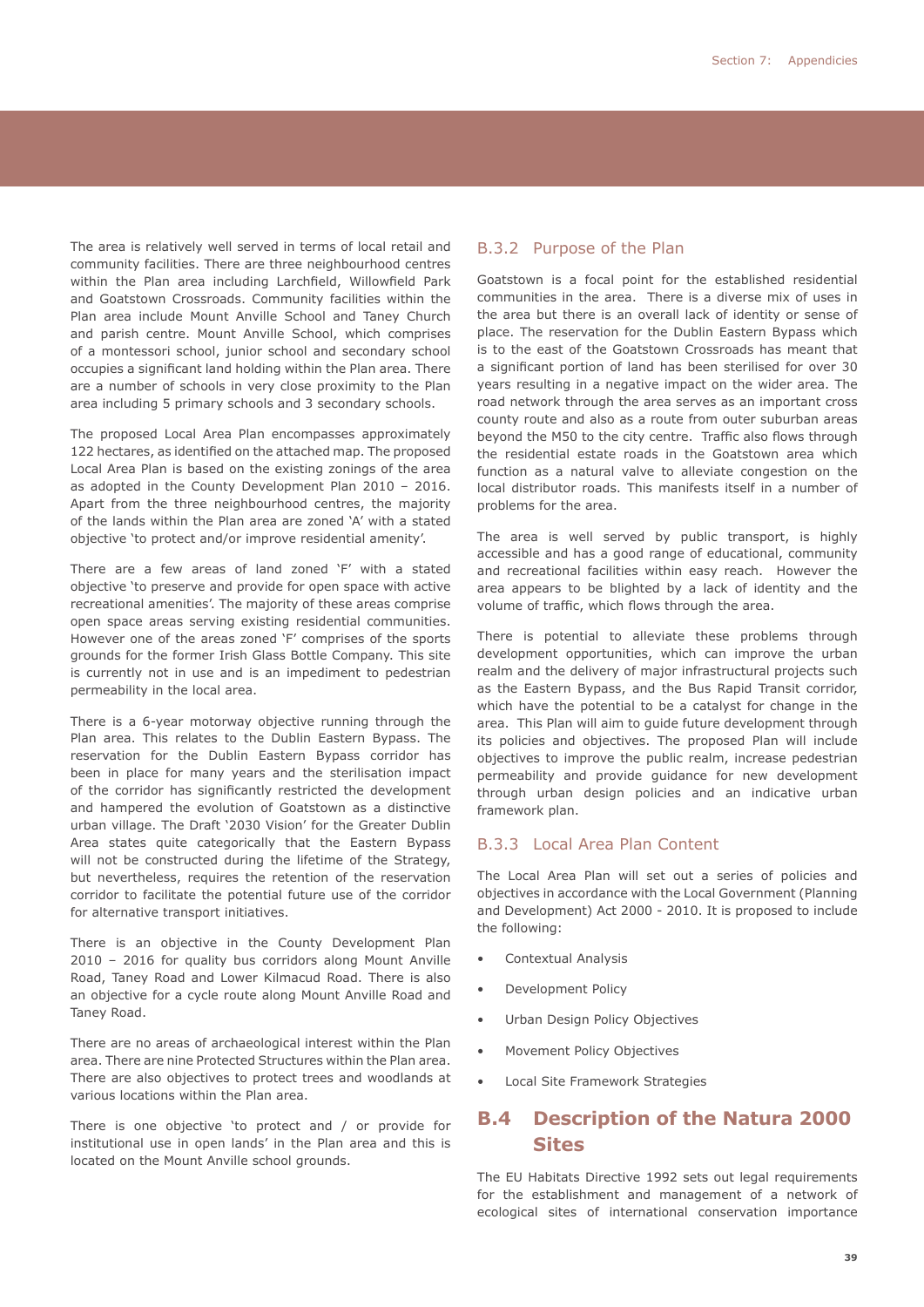The area is relatively well served in terms of local retail and community facilities. There are three neighbourhood centres within the Plan area including Larchfield, Willowfield Park and Goatstown Crossroads. Community facilities within the Plan area include Mount Anville School and Taney Church and parish centre. Mount Anville School, which comprises of a montessori school, junior school and secondary school occupies a significant land holding within the Plan area. There are a number of schools in very close proximity to the Plan area including 5 primary schools and 3 secondary schools.

The proposed Local Area Plan encompasses approximately 122 hectares, as identified on the attached map. The proposed Local Area Plan is based on the existing zonings of the area as adopted in the County Development Plan 2010 – 2016. Apart from the three neighbourhood centres, the majority of the lands within the Plan area are zoned 'A' with a stated objective 'to protect and/or improve residential amenity'.

There are a few areas of land zoned 'F' with a stated objective 'to preserve and provide for open space with active recreational amenities'. The majority of these areas comprise open space areas serving existing residential communities. However one of the areas zoned 'F' comprises of the sports grounds for the former Irish Glass Bottle Company. This site is currently not in use and is an impediment to pedestrian permeability in the local area.

There is a 6-year motorway objective running through the Plan area. This relates to the Dublin Eastern Bypass. The reservation for the Dublin Eastern Bypass corridor has been in place for many years and the sterilisation impact of the corridor has significantly restricted the development and hampered the evolution of Goatstown as a distinctive urban village. The Draft '2030 Vision' for the Greater Dublin Area states quite categorically that the Eastern Bypass will not be constructed during the lifetime of the Strategy, but nevertheless, requires the retention of the reservation corridor to facilitate the potential future use of the corridor for alternative transport initiatives.

There is an objective in the County Development Plan 2010 – 2016 for quality bus corridors along Mount Anville Road, Taney Road and Lower Kilmacud Road. There is also an objective for a cycle route along Mount Anville Road and Taney Road.

There are no areas of archaeological interest within the Plan area. There are nine Protected Structures within the Plan area. There are also objectives to protect trees and woodlands at various locations within the Plan area.

There is one objective 'to protect and / or provide for institutional use in open lands' in the Plan area and this is located on the Mount Anville school grounds.

### B.3.2 Purpose of the Plan

Goatstown is a focal point for the established residential communities in the area. There is a diverse mix of uses in the area but there is an overall lack of identity or sense of place. The reservation for the Dublin Eastern Bypass which is to the east of the Goatstown Crossroads has meant that a significant portion of land has been sterilised for over 30 years resulting in a negative impact on the wider area. The road network through the area serves as an important cross county route and also as a route from outer suburban areas beyond the M50 to the city centre. Traffic also flows through the residential estate roads in the Goatstown area which function as a natural valve to alleviate congestion on the local distributor roads. This manifests itself in a number of problems for the area.

The area is well served by public transport, is highly accessible and has a good range of educational, community and recreational facilities within easy reach. However the area appears to be blighted by a lack of identity and the volume of traffic, which flows through the area.

There is potential to alleviate these problems through development opportunities, which can improve the urban realm and the delivery of major infrastructural projects such as the Eastern Bypass, and the Bus Rapid Transit corridor, which have the potential to be a catalyst for change in the area. This Plan will aim to guide future development through its policies and objectives. The proposed Plan will include objectives to improve the public realm, increase pedestrian permeability and provide guidance for new development through urban design policies and an indicative urban framework plan.

### B.3.3 Local Area Plan Content

The Local Area Plan will set out a series of policies and objectives in accordance with the Local Government (Planning and Development) Act 2000 - 2010. It is proposed to include the following:

- Contextual Analysis
- Development Policy
- Urban Design Policy Objectives
- Movement Policy Objectives
- Local Site Framework Strategies

## B.4 Description of the Natura 2000 Sites

The EU Habitats Directive 1992 sets out legal requirements for the establishment and management of a network of ecological sites of international conservation importance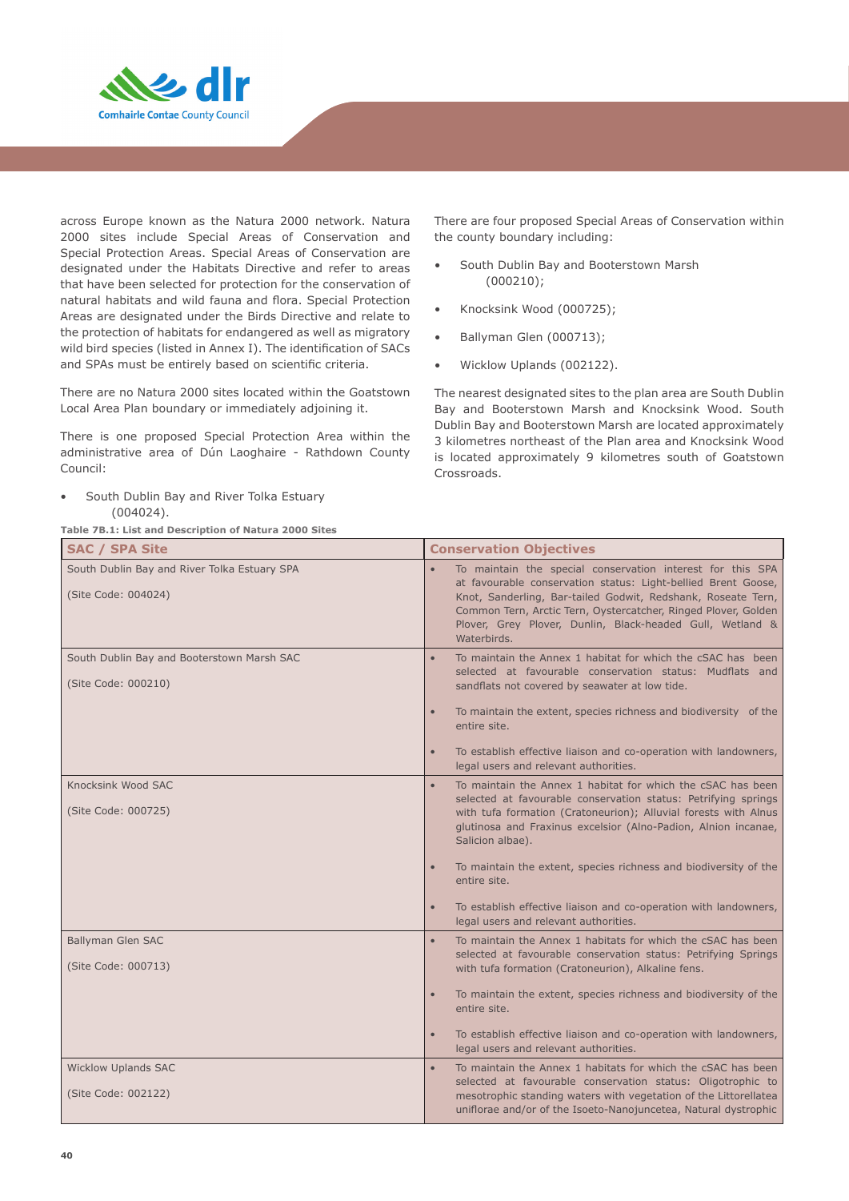across Europe known as the Natura 2000 network. Natura 2000 sites include Special Areas of Conservation and Special Protection Areas. Special Areas of Conservation are designated under the Habitats Directive and refer to areas that have been selected for protection for the conservation of natural habitats and wild fauna and flora. Special Protection Areas are designated under the Birds Directive and relate to the protection of habitats for endangered as well as migratory wild bird species (listed in Annex I). The identification of SACs and SPAs must be entirely based on scientific criteria.

There are no Natura 2000 sites located within the Goatstown Local Area Plan boundary or immediately adjoining it.

There is one proposed Special Protection Area within the administrative area of Dún Laoghaire - Rathdown County Council:

- South Dublin Bay and River Tolka Estuary (004024).

There are four proposed Special Areas of Conservation within the county boundary including:

- South Dublin Bay and Booterstown Marsh (000210);
- Knocksink Wood (000725);
- Ballyman Glen (000713);
- Wicklow Uplands (002122).

The nearest designated sites to the plan area are South Dublin Bay and Booterstown Marsh and Knocksink Wood. South Dublin Bay and Booterstown Marsh are located approximately 3 kilometres northeast of the Plan area and Knocksink Wood is located approximately 9 kilometres south of Goatstown Crossroads.

**Table 7B.1: List and Description of Natura 2000 Sites**

| SAC / SPA Site | Conservation Objectives |
|---|---|
| South Dublin Bay and River Tolka Estuary SPA<br><br>(Site Code: 004024) | • To maintain the special conservation interest for this SPA at favourable conservation status: Light-bellied Brent Goose, Knot, Sanderling, Bar-tailed Godwit, Redshank, Roseate Tern, Common Tern, Arctic Tern, Oystercatcher, Ringed Plover, Golden Plover, Grey Plover, Dunlin, Black-headed Gull, Wetland & Waterbirds. |
| South Dublin Bay and Booterstown Marsh SAC<br><br>(Site Code: 000210) | • To maintain the Annex 1 habitat for which the cSAC has been selected at favourable conservation status: Mudflats and sandflats not covered by seawater at low tide.<br><br>• To maintain the extent, species richness and biodiversity of the entire site.<br><br>• To establish effective liaison and co-operation with landowners, legal users and relevant authorities. |
| Knocksink Wood SAC<br><br>(Site Code: 000725) | • To maintain the Annex 1 habitat for which the cSAC has been selected at favourable conservation status: Petrifying springs with tufa formation (Cratoneurion); Alluvial forests with Alnus glutinosa and Fraxinus excelsior (Alno-Padion, Alnion incanae, Salicion albae).<br><br>• To maintain the extent, species richness and biodiversity of the entire site.<br><br>• To establish effective liaison and co-operation with landowners, legal users and relevant authorities. |
| Ballyman Glen SAC<br><br>(Site Code: 000713) | • To maintain the Annex 1 habitats for which the cSAC has been selected at favourable conservation status: Petrifying Springs with tufa formation (Cratoneurion), Alkaline fens.<br><br>• To maintain the extent, species richness and biodiversity of the entire site.<br><br>• To establish effective liaison and co-operation with landowners, legal users and relevant authorities. |
| Wicklow Uplands SAC<br><br>(Site Code: 002122) | • To maintain the Annex 1 habitats for which the cSAC has been selected at favourable conservation status: Oligotrophic to mesotrophic standing waters with vegetation of the Littorellatea uniflorae and/or of the Isoeto-Nanojuncetea, Natural dystrophic |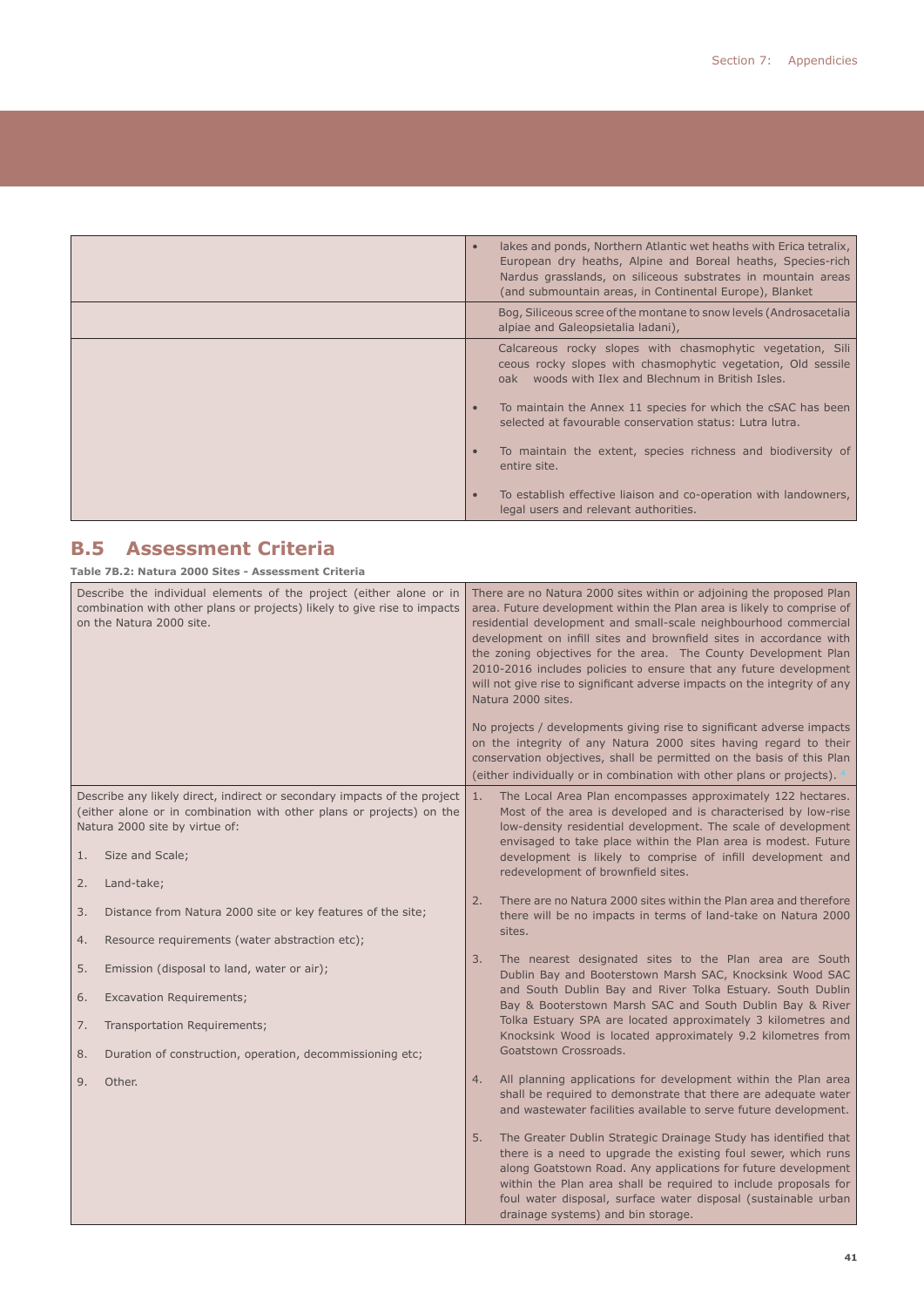| | |
|---|---|
| | • lakes and ponds, Northern Atlantic wet heaths with Erica tetralix, European dry heaths, Alpine and Boreal heaths, Species-rich Nardus grasslands, on siliceous substrates in mountain areas (and submountain areas, in Continental Europe), Blanket |
| | Bog, Siliceous scree of the montane to snow levels (Androsacetalia alpiae and Galeopsietalia ladani), |
| | Calcareous rocky slopes with chasmophytic vegetation, Sili ceous rocky slopes with chasmophytic vegetation, Old sessile oak woods with Ilex and Blechnum in British Isles.<br><br>• To maintain the Annex 11 species for which the cSAC has been selected at favourable conservation status: Lutra lutra.<br><br>• To maintain the extent, species richness and biodiversity of entire site.<br><br>• To establish effective liaison and co-operation with landowners, legal users and relevant authorities. |

## B.5 Assessment Criteria

**Table 7B.2: Natura 2000 Sites - Assessment Criteria**

| | |
|---|---|
| Describe the individual elements of the project (either alone or in combination with other plans or projects) likely to give rise to impacts on the Natura 2000 site. | There are no Natura 2000 sites within or adjoining the proposed Plan area. Future development within the Plan area is likely to comprise of residential development and small-scale neighbourhood commercial development on infill sites and brownfield sites in accordance with the zoning objectives for the area. The County Development Plan 2010-2016 includes policies to ensure that any future development will not give rise to significant adverse impacts on the integrity of any Natura 2000 sites.<br><br>No projects / developments giving rise to significant adverse impacts on the integrity of any Natura 2000 sites having regard to their conservation objectives, shall be permitted on the basis of this Plan (either individually or in combination with other plans or projects). |
| Describe any likely direct, indirect or secondary impacts of the project (either alone or in combination with other plans or projects) on the Natura 2000 site by virtue of:<br><br>1. Size and Scale;<br>2. Land-take;<br>3. Distance from Natura 2000 site or key features of the site;<br>4. Resource requirements (water abstraction etc);<br>5. Emission (disposal to land, water or air);<br>6. Excavation Requirements;<br>7. Transportation Requirements;<br>8. Duration of construction, operation, decommissioning etc;<br>9. Other. | 1. The Local Area Plan encompasses approximately 122 hectares. Most of the area is developed and is characterised by low-rise low-density residential development. The scale of development envisaged to take place within the Plan area is modest. Future development is likely to comprise of infill development and redevelopment of brownfield sites.<br><br>2. There are no Natura 2000 sites within the Plan area and therefore there will be no impacts in terms of land-take on Natura 2000 sites.<br><br>3. The nearest designated sites to the Plan area are South Dublin Bay and Booterstown Marsh SAC, Knocksink Wood SAC and South Dublin Bay and River Tolka Estuary. South Dublin Bay & Booterstown Marsh SAC and South Dublin Bay & River Tolka Estuary SPA are located approximately 3 kilometres and Knocksink Wood is located approximately 9.2 kilometres from Goatstown Crossroads.<br><br>4. All planning applications for development within the Plan area shall be required to demonstrate that there are adequate water and wastewater facilities available to serve future development.<br><br>5. The Greater Dublin Strategic Drainage Study has identified that there is a need to upgrade the existing foul sewer, which runs along Goatstown Road. Any applications for future development within the Plan area shall be required to include proposals for foul water disposal, surface water disposal (sustainable urban drainage systems) and bin storage. |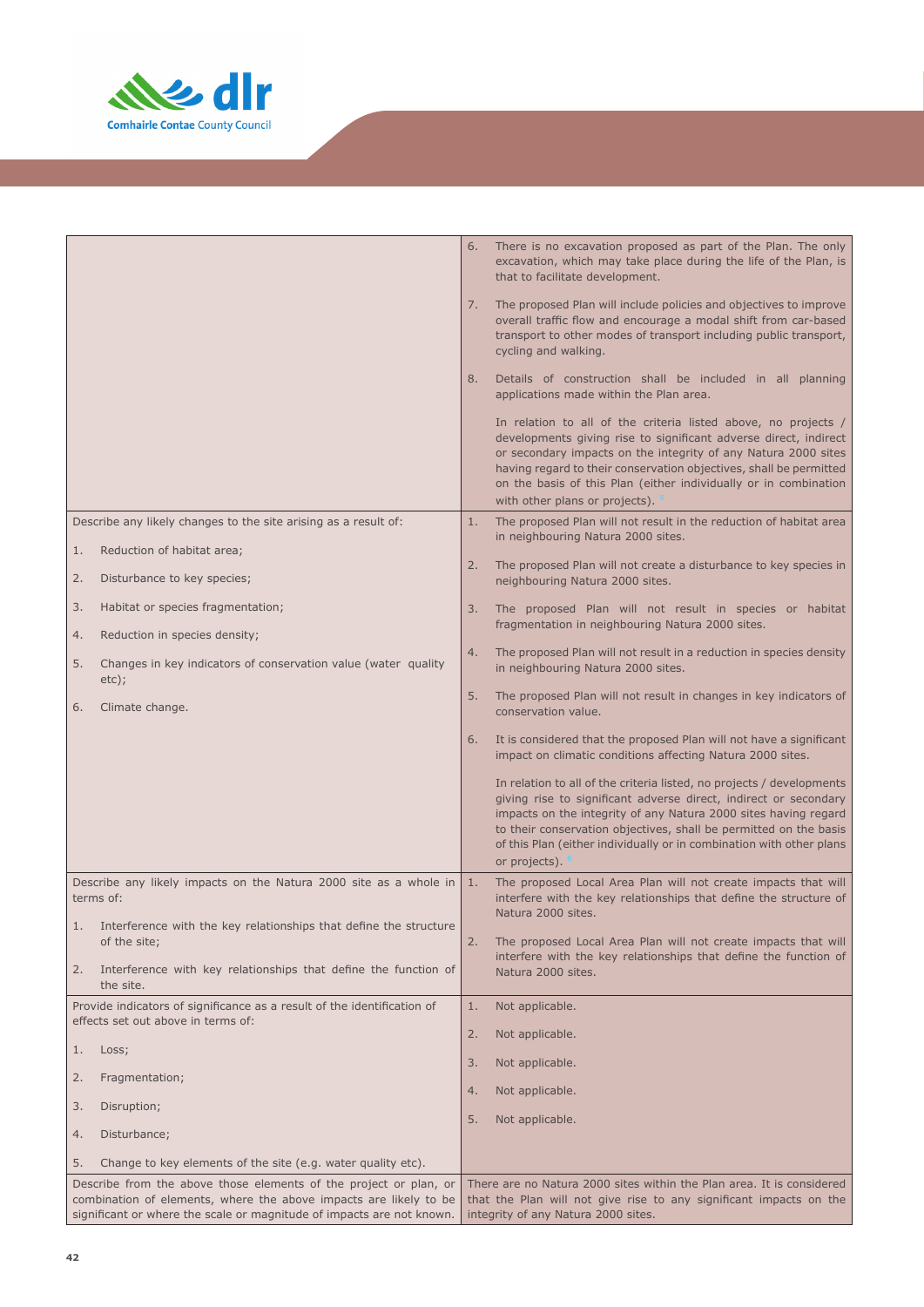| | |
|---|---|
| | 6. There is no excavation proposed as part of the Plan. The only excavation, which may take place during the life of the Plan, is that to facilitate development.<br><br>7. The proposed Plan will include policies and objectives to improve overall traffic flow and encourage a modal shift from car-based transport to other modes of transport including public transport, cycling and walking.<br><br>8. Details of construction shall be included in all planning applications made within the Plan area.<br><br>In relation to all of the criteria listed above, no projects / developments giving rise to significant adverse direct, indirect or secondary impacts on the integrity of any Natura 2000 sites having regard to their conservation objectives, shall be permitted on the basis of this Plan (either individually or in combination with other plans or projects). |
| Describe any likely changes to the site arising as a result of:<br><br>1. Reduction of habitat area;<br><br>2. Disturbance to key species;<br><br>3. Habitat or species fragmentation;<br><br>4. Reduction in species density;<br><br>5. Changes in key indicators of conservation value (water quality etc);<br><br>6. Climate change. | 1. The proposed Plan will not result in the reduction of habitat area in neighbouring Natura 2000 sites.<br><br>2. The proposed Plan will not create a disturbance to key species in neighbouring Natura 2000 sites.<br><br>3. The proposed Plan will not result in species or habitat fragmentation in neighbouring Natura 2000 sites.<br><br>4. The proposed Plan will not result in a reduction in species density in neighbouring Natura 2000 sites.<br><br>5. The proposed Plan will not result in changes in key indicators of conservation value.<br><br>6. It is considered that the proposed Plan will not have a significant impact on climatic conditions affecting Natura 2000 sites.<br><br>In relation to all of the criteria listed, no projects / developments giving rise to significant adverse direct, indirect or secondary impacts on the integrity of any Natura 2000 sites having regard to their conservation objectives, shall be permitted on the basis of this Plan (either individually or in combination with other plans or projects). |
| Describe any likely impacts on the Natura 2000 site as a whole in terms of:<br><br>1. Interference with the key relationships that define the structure of the site;<br><br>2. Interference with key relationships that define the function of the site. | 1. The proposed Local Area Plan will not create impacts that will interfere with the key relationships that define the structure of Natura 2000 sites.<br><br>2. The proposed Local Area Plan will not create impacts that will interfere with the key relationships that define the function of Natura 2000 sites. |
| Provide indicators of significance as a result of the identification of effects set out above in terms of:<br><br>1. Loss;<br><br>2. Fragmentation;<br><br>3. Disruption;<br><br>4. Disturbance;<br><br>5. Change to key elements of the site (e.g. water quality etc). | 1. Not applicable.<br><br>2. Not applicable.<br><br>3. Not applicable.<br><br>4. Not applicable.<br><br>5. Not applicable. |
| Describe from the above those elements of the project or plan, or combination of elements, where the above impacts are likely to be significant or where the scale or magnitude of impacts are not known. | There are no Natura 2000 sites within the Plan area. It is considered that the Plan will not give rise to any significant impacts on the integrity of any Natura 2000 sites. |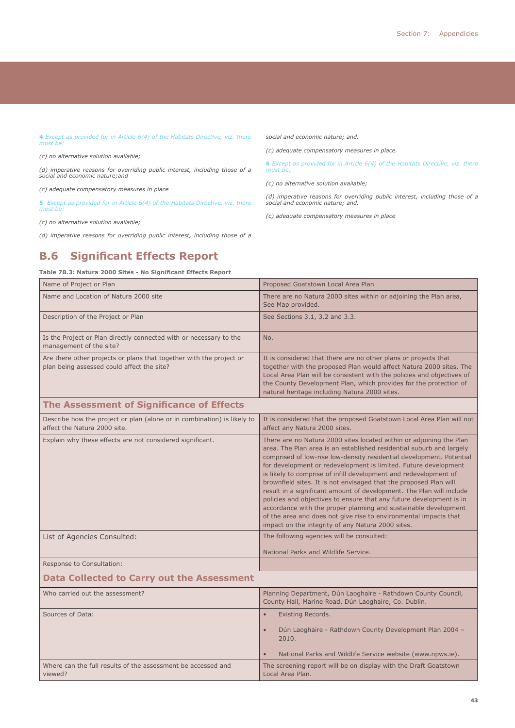*4 Except as provided for in Article 6(4) of the Habitats Directive, viz. there must be:*

*(c) no alternative solution available;*

*(d) imperative reasons for overriding public interest, including those of a social and economic nature;and*

*(c) adequate compensatory measures in place*

*5 Except as provided for in Article 6(4) of the Habitats Directive, viz. there must be:*

*(c) no alternative solution available;*

*(d) imperative reasons for overriding public interest, including those of a social and economic nature; and,*

*(c) adequate compensatory measures in place.*

*6 Except as provided for in Article 6(4) of the Habitats Directive, viz. there must be:*

*(c) no alternative solution available;*

*(d) imperative reasons for overriding public interest, including those of a social and economic nature; and,*

*(c) adequate compensatory measures in place*

## B.6 Significant Effects Report

**Table 7B.3: Natura 2000 Sites - No Significant Effects Report**

| Name of Project or Plan | Proposed Goatstown Local Area Plan |
|---|---|
| Name and Location of Natura 2000 site | There are no Natura 2000 sites within or adjoining the Plan area, See Map provided. |
| Description of the Project or Plan | See Sections 3.1, 3.2 and 3.3. |
| Is the Project or Plan directly connected with or necessary to the management of the site? | No. |
| Are there other projects or plans that together with the project or plan being assessed could affect the site? | It is considered that there are no other plans or projects that together with the proposed Plan would affect Natura 2000 sites. The Local Area Plan will be consistent with the policies and objectives of the County Development Plan, which provides for the protection of natural heritage including Natura 2000 sites. |
| **The Assessment of Significance of Effects** | |
| Describe how the project or plan (alone or in combination) is likely to affect the Natura 2000 site. | It is considered that the proposed Goatstown Local Area Plan will not affect any Natura 2000 sites. |
| Explain why these effects are not considered significant. | There are no Natura 2000 sites located within or adjoining the Plan area. The Plan area is an established residential suburb and largely comprised of low-rise low-density residential development. Potential for development or redevelopment is limited. Future development is likely to comprise of infill development and redevelopment of brownfield sites. It is not envisaged that the proposed Plan will result in a significant amount of development. The Plan will include policies and objectives to ensure that any future development is in accordance with the proper planning and sustainable development of the area and does not give rise to environmental impacts that impact on the integrity of any Natura 2000 sites. |
| List of Agencies Consulted: | The following agencies will be consulted:<br><br>National Parks and Wildlife Service. |
| Response to Consultation: | |
| **Data Collected to Carry out the Assessment** | |
| Who carried out the assessment? | Planning Department, Dún Laoghaire - Rathdown County Council, County Hall, Marine Road, Dún Laoghaire, Co. Dublin. |
| Sources of Data: | • Existing Records.<br>• Dún Laoghaire - Rathdown County Development Plan 2004 – 2010.<br>• National Parks and Wildlife Service website (www.npws.ie). |
| Where can the full results of the assessment be accessed and viewed? | The screening report will be on display with the Draft Goatstown Local Area Plan. |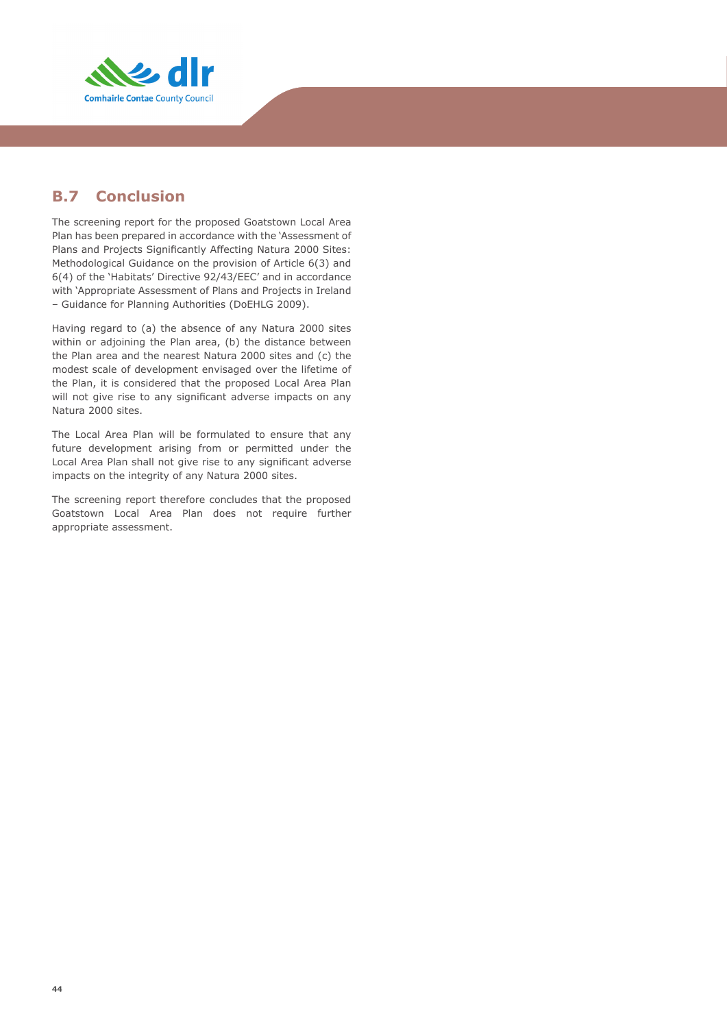## B.7 Conclusion

The screening report for the proposed Goatstown Local Area Plan has been prepared in accordance with the 'Assessment of Plans and Projects Significantly Affecting Natura 2000 Sites: Methodological Guidance on the provision of Article 6(3) and 6(4) of the 'Habitats' Directive 92/43/EEC' and in accordance with 'Appropriate Assessment of Plans and Projects in Ireland – Guidance for Planning Authorities (DoEHLG 2009).

Having regard to (a) the absence of any Natura 2000 sites within or adjoining the Plan area, (b) the distance between the Plan area and the nearest Natura 2000 sites and (c) the modest scale of development envisaged over the lifetime of the Plan, it is considered that the proposed Local Area Plan will not give rise to any significant adverse impacts on any Natura 2000 sites.

The Local Area Plan will be formulated to ensure that any future development arising from or permitted under the Local Area Plan shall not give rise to any significant adverse impacts on the integrity of any Natura 2000 sites.

The screening report therefore concludes that the proposed Goatstown Local Area Plan does not require further appropriate assessment.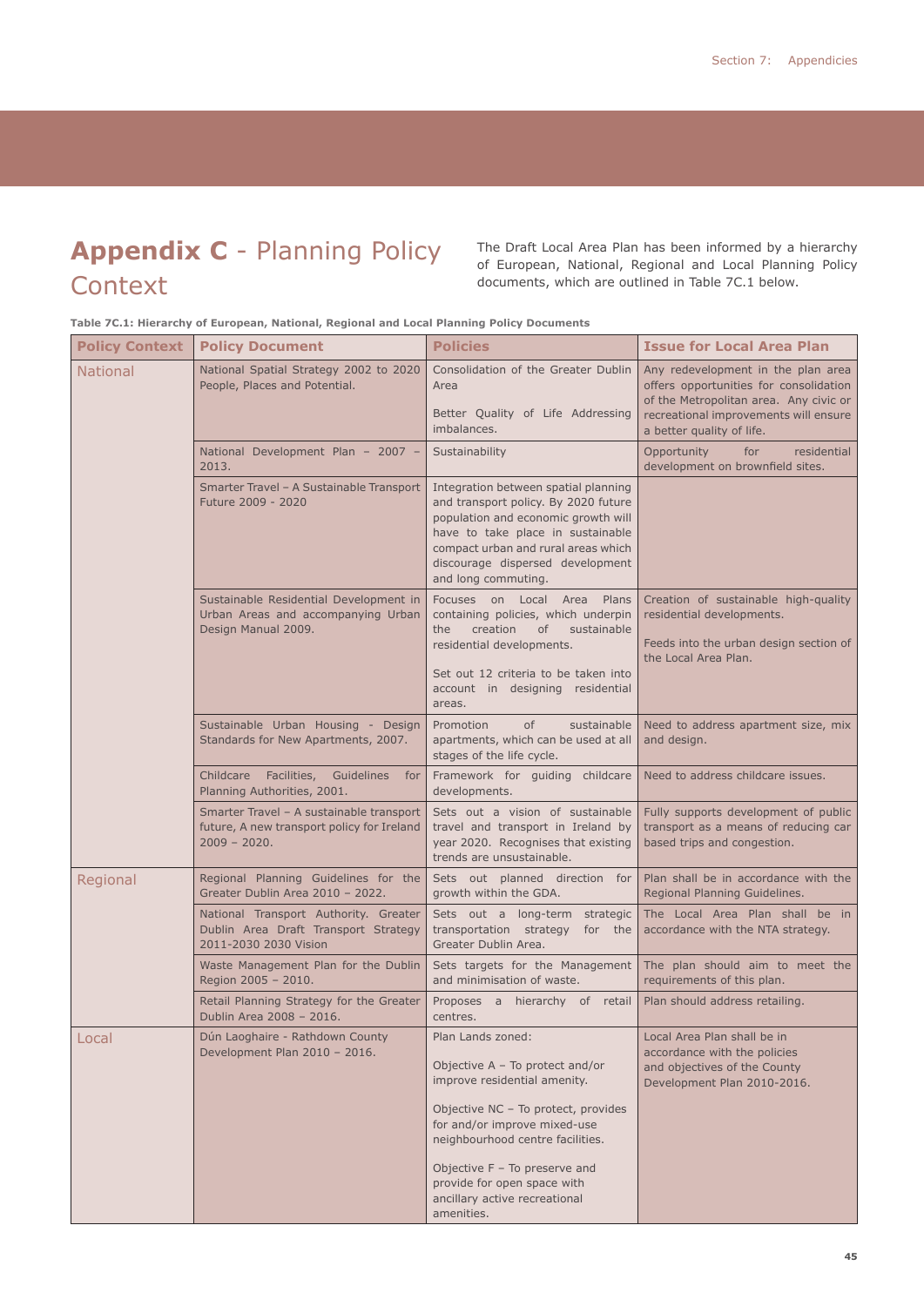# **Appendix C** - Planning Policy Context

The Draft Local Area Plan has been informed by a hierarchy of European, National, Regional and Local Planning Policy documents, which are outlined in Table 7C.1 below.

**Table 7C.1: Hierarchy of European, National, Regional and Local Planning Policy Documents**

| Policy Context | Policy Document | Policies | Issue for Local Area Plan |
|---|---|---|---|
| National | National Spatial Strategy 2002 to 2020 People, Places and Potential. | Consolidation of the Greater Dublin Area<br><br>Better Quality of Life Addressing imbalances. | Any redevelopment in the plan area offers opportunities for consolidation of the Metropolitan area. Any civic or recreational improvements will ensure a better quality of life. |
| | National Development Plan – 2007 – 2013. | Sustainability | Opportunity for residential development on brownfield sites. |
| | Smarter Travel – A Sustainable Transport Future 2009 - 2020 | Integration between spatial planning and transport policy. By 2020 future population and economic growth will have to take place in sustainable compact urban and rural areas which discourage dispersed development and long commuting. | |
| | Sustainable Residential Development in Urban Areas and accompanying Urban Design Manual 2009. | Focuses on Local Area Plans containing policies, which underpin the creation of sustainable residential developments.<br><br>Set out 12 criteria to be taken into account in designing residential areas. | Creation of sustainable high-quality residential developments.<br><br>Feeds into the urban design section of the Local Area Plan. |
| | Sustainable Urban Housing - Design Standards for New Apartments, 2007. | Promotion of sustainable apartments, which can be used at all stages of the life cycle. | Need to address apartment size, mix and design. |
| | Childcare Facilities, Guidelines for Planning Authorities, 2001. | Framework for guiding childcare developments. | Need to address childcare issues. |
| | Smarter Travel – A sustainable transport future, A new transport policy for Ireland 2009 – 2020. | Sets out a vision of sustainable travel and transport in Ireland by year 2020. Recognises that existing trends are unsustainable. | Fully supports development of public transport as a means of reducing car based trips and congestion. |
| Regional | Regional Planning Guidelines for the Greater Dublin Area 2010 – 2022. | Sets out planned direction for growth within the GDA. | Plan shall be in accordance with the Regional Planning Guidelines. |
| | National Transport Authority. Greater Dublin Area Draft Transport Strategy 2011-2030 2030 Vision | Sets out a long-term strategic transportation strategy for the Greater Dublin Area. | The Local Area Plan shall be in accordance with the NTA strategy. |
| | Waste Management Plan for the Dublin Region 2005 – 2010. | Sets targets for the Management and minimisation of waste. | The plan should aim to meet the requirements of this plan. |
| | Retail Planning Strategy for the Greater Dublin Area 2008 – 2016. | Proposes a hierarchy of retail centres. | Plan should address retailing. |
| Local | Dún Laoghaire - Rathdown County Development Plan 2010 – 2016. | Plan Lands zoned:<br><br>Objective A – To protect and/or improve residential amenity.<br><br>Objective NC – To protect, provides for and/or improve mixed-use neighbourhood centre facilities.<br><br>Objective F – To preserve and provide for open space with ancillary active recreational amenities. | Local Area Plan shall be in accordance with the policies and objectives of the County Development Plan 2010-2016. |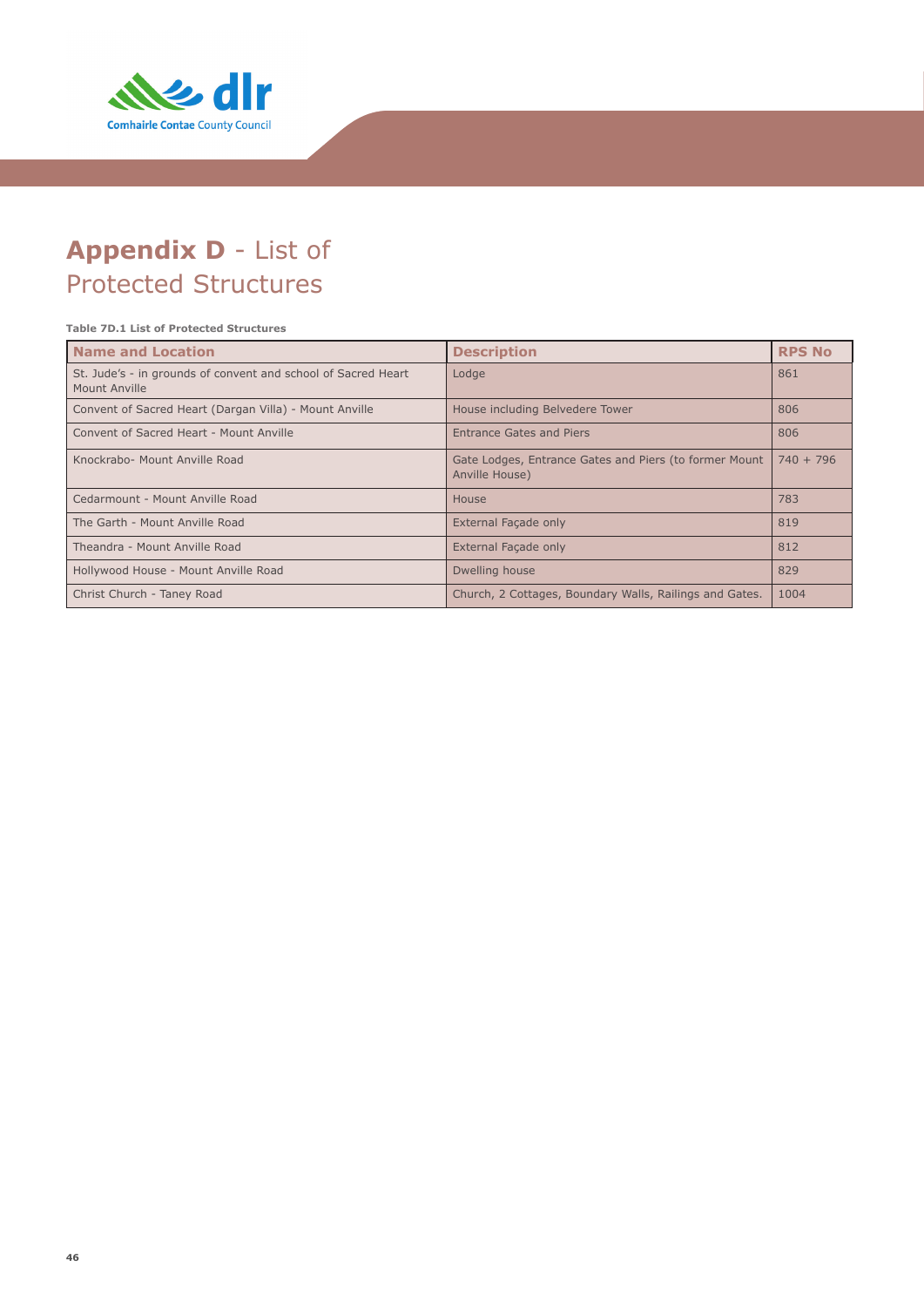# **Appendix D** - List of Protected Structures

**Table 7D.1 List of Protected Structures**

| Name and Location | Description | RPS No |
|---|---|---|
| St. Jude's - in grounds of convent and school of Sacred Heart Mount Anville | Lodge | 861 |
| Convent of Sacred Heart (Dargan Villa) - Mount Anville | House including Belvedere Tower | 806 |
| Convent of Sacred Heart - Mount Anville | Entrance Gates and Piers | 806 |
| Knockrabo- Mount Anville Road | Gate Lodges, Entrance Gates and Piers (to former Mount Anville House) | 740 + 796 |
| Cedarmount - Mount Anville Road | House | 783 |
| The Garth - Mount Anville Road | External Façade only | 819 |
| Theandra - Mount Anville Road | External Façade only | 812 |
| Hollywood House - Mount Anville Road | Dwelling house | 829 |
| Christ Church - Taney Road | Church, 2 Cottages, Boundary Walls, Railings and Gates. | 1004 |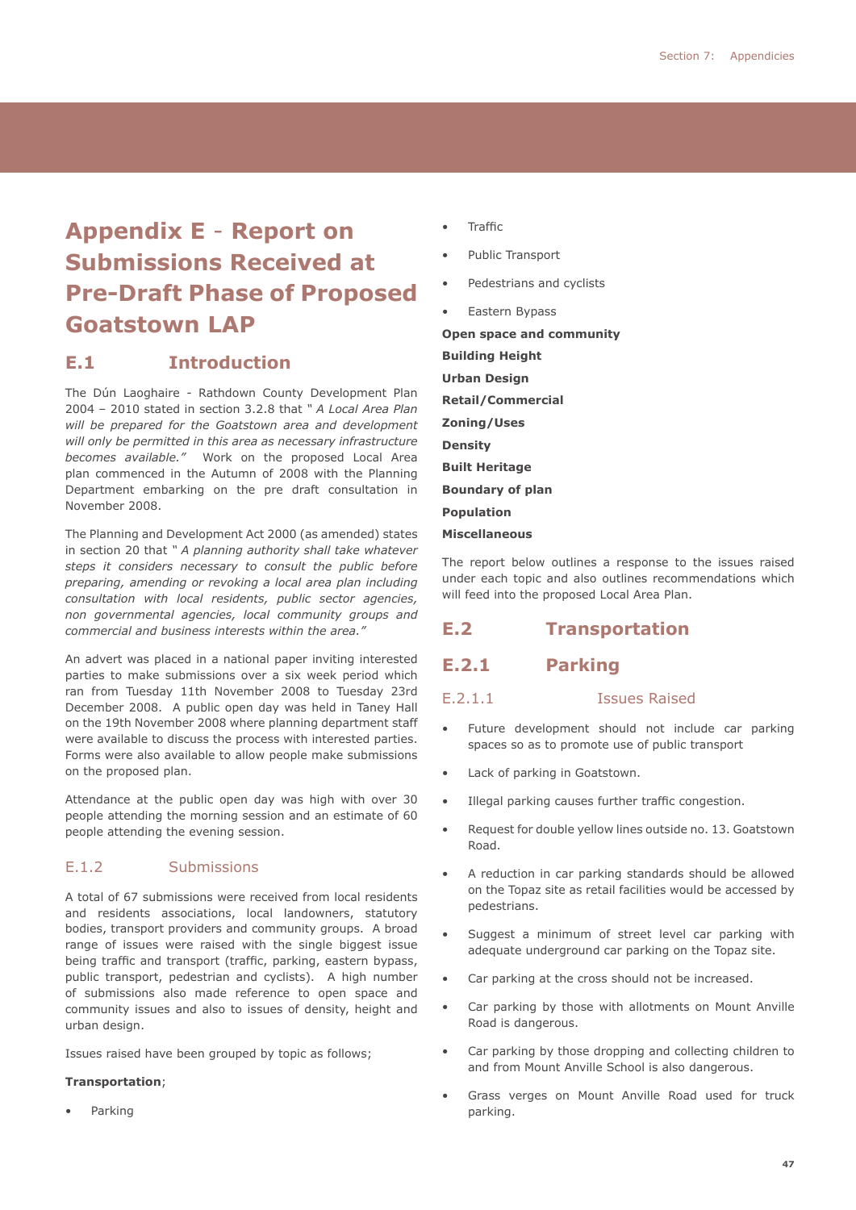# Appendix E - Report on Submissions Received at Pre-Draft Phase of Proposed Goatstown LAP

## E.1 Introduction

The Dún Laoghaire - Rathdown County Development Plan 2004 – 2010 stated in section 3.2.8 that " *A Local Area Plan will be prepared for the Goatstown area and development will only be permitted in this area as necessary infrastructure becomes available."* Work on the proposed Local Area plan commenced in the Autumn of 2008 with the Planning Department embarking on the pre draft consultation in November 2008.

The Planning and Development Act 2000 (as amended) states in section 20 that " *A planning authority shall take whatever steps it considers necessary to consult the public before preparing, amending or revoking a local area plan including consultation with local residents, public sector agencies, non governmental agencies, local community groups and commercial and business interests within the area."*

An advert was placed in a national paper inviting interested parties to make submissions over a six week period which ran from Tuesday 11th November 2008 to Tuesday 23rd December 2008. A public open day was held in Taney Hall on the 19th November 2008 where planning department staff were available to discuss the process with interested parties. Forms were also available to allow people make submissions on the proposed plan.

Attendance at the public open day was high with over 30 people attending the morning session and an estimate of 60 people attending the evening session.

### E.1.2 Submissions

A total of 67 submissions were received from local residents and residents associations, local landowners, statutory bodies, transport providers and community groups. A broad range of issues were raised with the single biggest issue being traffic and transport (traffic, parking, eastern bypass, public transport, pedestrian and cyclists). A high number of submissions also made reference to open space and community issues and also to issues of density, height and urban design.

Issues raised have been grouped by topic as follows;

**Transportation**;

- Parking
- Traffic
- Public Transport
- Pedestrians and cyclists
- Eastern Bypass

**Open space and community**

**Building Height**

**Urban Design**

**Retail/Commercial**

**Zoning/Uses**

**Density**

**Built Heritage**

**Boundary of plan**

**Population**

**Miscellaneous**

The report below outlines a response to the issues raised under each topic and also outlines recommendations which will feed into the proposed Local Area Plan.

## E.2 Transportation

## E.2.1 Parking

### E.2.1.1 Issues Raised

- Future development should not include car parking spaces so as to promote use of public transport
- Lack of parking in Goatstown.
- Illegal parking causes further traffic congestion.
- Request for double yellow lines outside no. 13. Goatstown Road.
- A reduction in car parking standards should be allowed on the Topaz site as retail facilities would be accessed by pedestrians.
- Suggest a minimum of street level car parking with adequate underground car parking on the Topaz site.
- Car parking at the cross should not be increased.
- Car parking by those with allotments on Mount Anville Road is dangerous.
- Car parking by those dropping and collecting children to and from Mount Anville School is also dangerous.
- Grass verges on Mount Anville Road used for truck parking.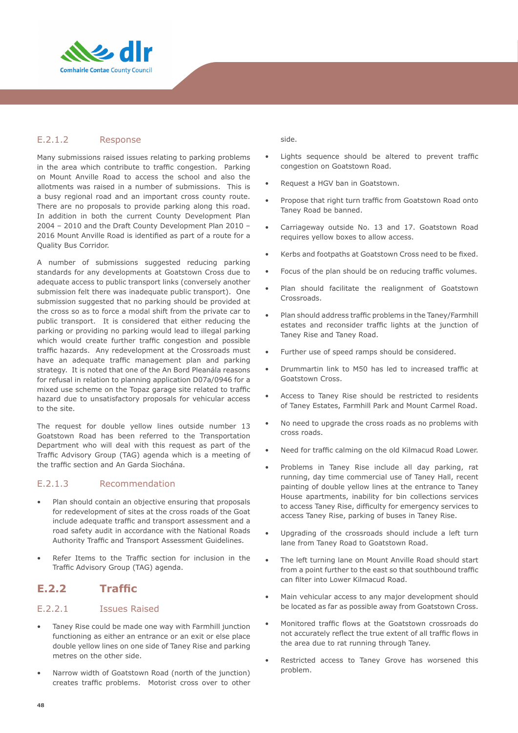#### E.2.1.2 Response

Many submissions raised issues relating to parking problems in the area which contribute to traffic congestion. Parking on Mount Anville Road to access the school and also the allotments was raised in a number of submissions. This is a busy regional road and an important cross county route. There are no proposals to provide parking along this road. In addition in both the current County Development Plan 2004 – 2010 and the Draft County Development Plan 2010 – 2016 Mount Anville Road is identified as part of a route for a Quality Bus Corridor.

A number of submissions suggested reducing parking standards for any developments at Goatstown Cross due to adequate access to public transport links (conversely another submission felt there was inadequate public transport). One submission suggested that no parking should be provided at the cross so as to force a modal shift from the private car to public transport. It is considered that either reducing the parking or providing no parking would lead to illegal parking which would create further traffic congestion and possible traffic hazards. Any redevelopment at the Crossroads must have an adequate traffic management plan and parking strategy. It is noted that one of the An Bord Pleanála reasons for refusal in relation to planning application D07a/0946 for a mixed use scheme on the Topaz garage site related to traffic hazard due to unsatisfactory proposals for vehicular access to the site.

The request for double yellow lines outside number 13 Goatstown Road has been referred to the Transportation Department who will deal with this request as part of the Traffic Advisory Group (TAG) agenda which is a meeting of the traffic section and An Garda Siochána.

#### E.2.1.3 Recommendation

- Plan should contain an objective ensuring that proposals for redevelopment of sites at the cross roads of the Goat include adequate traffic and transport assessment and a road safety audit in accordance with the National Roads Authority Traffic and Transport Assessment Guidelines.
- Refer Items to the Traffic section for inclusion in the Traffic Advisory Group (TAG) agenda.

### E.2.2 Traffic

#### E.2.2.1 Issues Raised

- Taney Rise could be made one way with Farmhill junction functioning as either an entrance or an exit or else place double yellow lines on one side of Taney Rise and parking metres on the other side.
- Narrow width of Goatstown Road (north of the junction) creates traffic problems. Motorist cross over to other side.
- Lights sequence should be altered to prevent traffic congestion on Goatstown Road.
- Request a HGV ban in Goatstown.
- Propose that right turn traffic from Goatstown Road onto Taney Road be banned.
- Carriageway outside No. 13 and 17. Goatstown Road requires yellow boxes to allow access.
- Kerbs and footpaths at Goatstown Cross need to be fixed.
- Focus of the plan should be on reducing traffic volumes.
- Plan should facilitate the realignment of Goatstown Crossroads.
- Plan should address traffic problems in the Taney/Farmhill estates and reconsider traffic lights at the junction of Taney Rise and Taney Road.
- Further use of speed ramps should be considered.
- Drummartin link to M50 has led to increased traffic at Goatstown Cross.
- Access to Taney Rise should be restricted to residents of Taney Estates, Farmhill Park and Mount Carmel Road.
- No need to upgrade the cross roads as no problems with cross roads.
- Need for traffic calming on the old Kilmacud Road Lower.
- Problems in Taney Rise include all day parking, rat running, day time commercial use of Taney Hall, recent painting of double yellow lines at the entrance to Taney House apartments, inability for bin collections services to access Taney Rise, difficulty for emergency services to access Taney Rise, parking of buses in Taney Rise.
- Upgrading of the crossroads should include a left turn lane from Taney Road to Goatstown Road.
- The left turning lane on Mount Anville Road should start from a point further to the east so that southbound traffic can filter into Lower Kilmacud Road.
- Main vehicular access to any major development should be located as far as possible away from Goatstown Cross.
- Monitored traffic flows at the Goatstown crossroads do not accurately reflect the true extent of all traffic flows in the area due to rat running through Taney.
- Restricted access to Taney Grove has worsened this problem.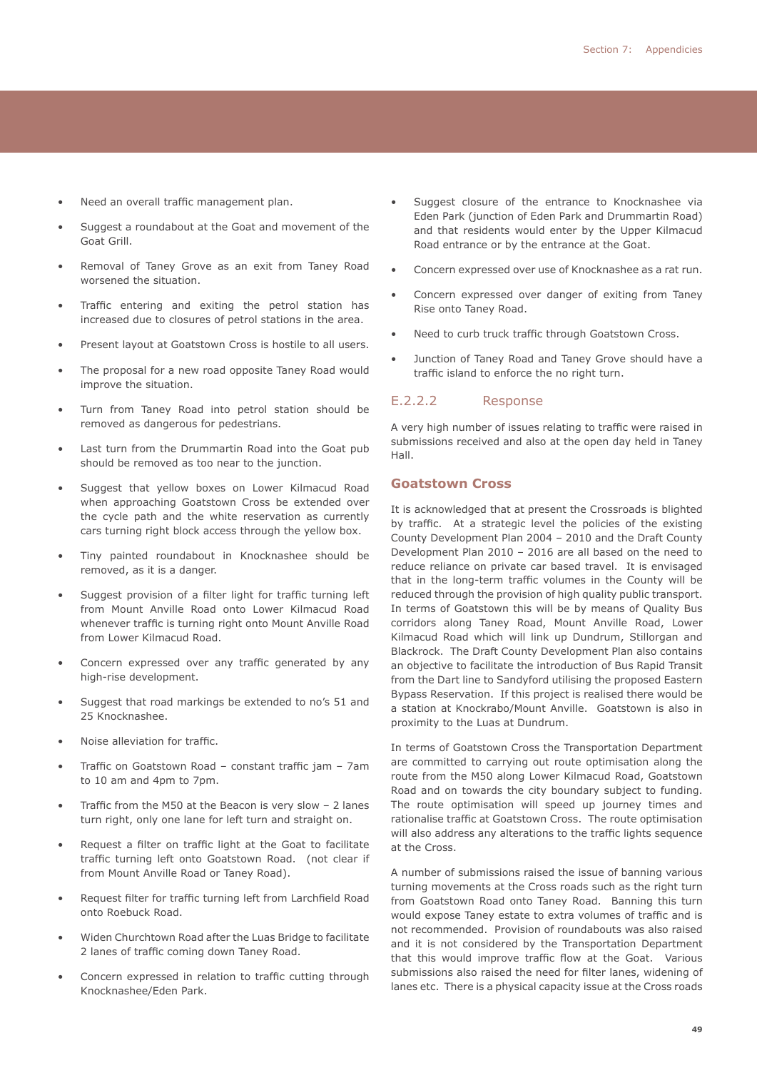- Need an overall traffic management plan.
- Suggest a roundabout at the Goat and movement of the Goat Grill.
- Removal of Taney Grove as an exit from Taney Road worsened the situation.
- Traffic entering and exiting the petrol station has increased due to closures of petrol stations in the area.
- Present layout at Goatstown Cross is hostile to all users.
- The proposal for a new road opposite Taney Road would improve the situation.
- Turn from Taney Road into petrol station should be removed as dangerous for pedestrians.
- Last turn from the Drummartin Road into the Goat pub should be removed as too near to the junction.
- Suggest that yellow boxes on Lower Kilmacud Road when approaching Goatstown Cross be extended over the cycle path and the white reservation as currently cars turning right block access through the yellow box.
- Tiny painted roundabout in Knocknashee should be removed, as it is a danger.
- Suggest provision of a filter light for traffic turning left from Mount Anville Road onto Lower Kilmacud Road whenever traffic is turning right onto Mount Anville Road from Lower Kilmacud Road.
- Concern expressed over any traffic generated by any high-rise development.
- Suggest that road markings be extended to no's 51 and 25 Knocknashee.
- Noise alleviation for traffic.
- Traffic on Goatstown Road – constant traffic jam – 7am to 10 am and 4pm to 7pm.
- Traffic from the M50 at the Beacon is very slow – 2 lanes turn right, only one lane for left turn and straight on.
- Request a filter on traffic light at the Goat to facilitate traffic turning left onto Goatstown Road. (not clear if from Mount Anville Road or Taney Road).
- Request filter for traffic turning left from Larchfield Road onto Roebuck Road.
- Widen Churchtown Road after the Luas Bridge to facilitate 2 lanes of traffic coming down Taney Road.
- Concern expressed in relation to traffic cutting through Knocknashee/Eden Park.
- Suggest closure of the entrance to Knocknashee via Eden Park (junction of Eden Park and Drummartin Road) and that residents would enter by the Upper Kilmacud Road entrance or by the entrance at the Goat.
- Concern expressed over use of Knocknashee as a rat run.
- Concern expressed over danger of exiting from Taney Rise onto Taney Road.
- Need to curb truck traffic through Goatstown Cross.
- Junction of Taney Road and Taney Grove should have a traffic island to enforce the no right turn.

### E.2.2.2 Response

A very high number of issues relating to traffic were raised in submissions received and also at the open day held in Taney Hall.

#### Goatstown Cross

It is acknowledged that at present the Crossroads is blighted by traffic. At a strategic level the policies of the existing County Development Plan 2004 – 2010 and the Draft County Development Plan 2010 – 2016 are all based on the need to reduce reliance on private car based travel. It is envisaged that in the long-term traffic volumes in the County will be reduced through the provision of high quality public transport. In terms of Goatstown this will be by means of Quality Bus corridors along Taney Road, Mount Anville Road, Lower Kilmacud Road which will link up Dundrum, Stillorgan and Blackrock. The Draft County Development Plan also contains an objective to facilitate the introduction of Bus Rapid Transit from the Dart line to Sandyford utilising the proposed Eastern Bypass Reservation. If this project is realised there would be a station at Knockrabo/Mount Anville. Goatstown is also in proximity to the Luas at Dundrum.

In terms of Goatstown Cross the Transportation Department are committed to carrying out route optimisation along the route from the M50 along Lower Kilmacud Road, Goatstown Road and on towards the city boundary subject to funding. The route optimisation will speed up journey times and rationalise traffic at Goatstown Cross. The route optimisation will also address any alterations to the traffic lights sequence at the Cross.

A number of submissions raised the issue of banning various turning movements at the Cross roads such as the right turn from Goatstown Road onto Taney Road. Banning this turn would expose Taney estate to extra volumes of traffic and is not recommended. Provision of roundabouts was also raised and it is not considered by the Transportation Department that this would improve traffic flow at the Goat. Various submissions also raised the need for filter lanes, widening of lanes etc. There is a physical capacity issue at the Cross roads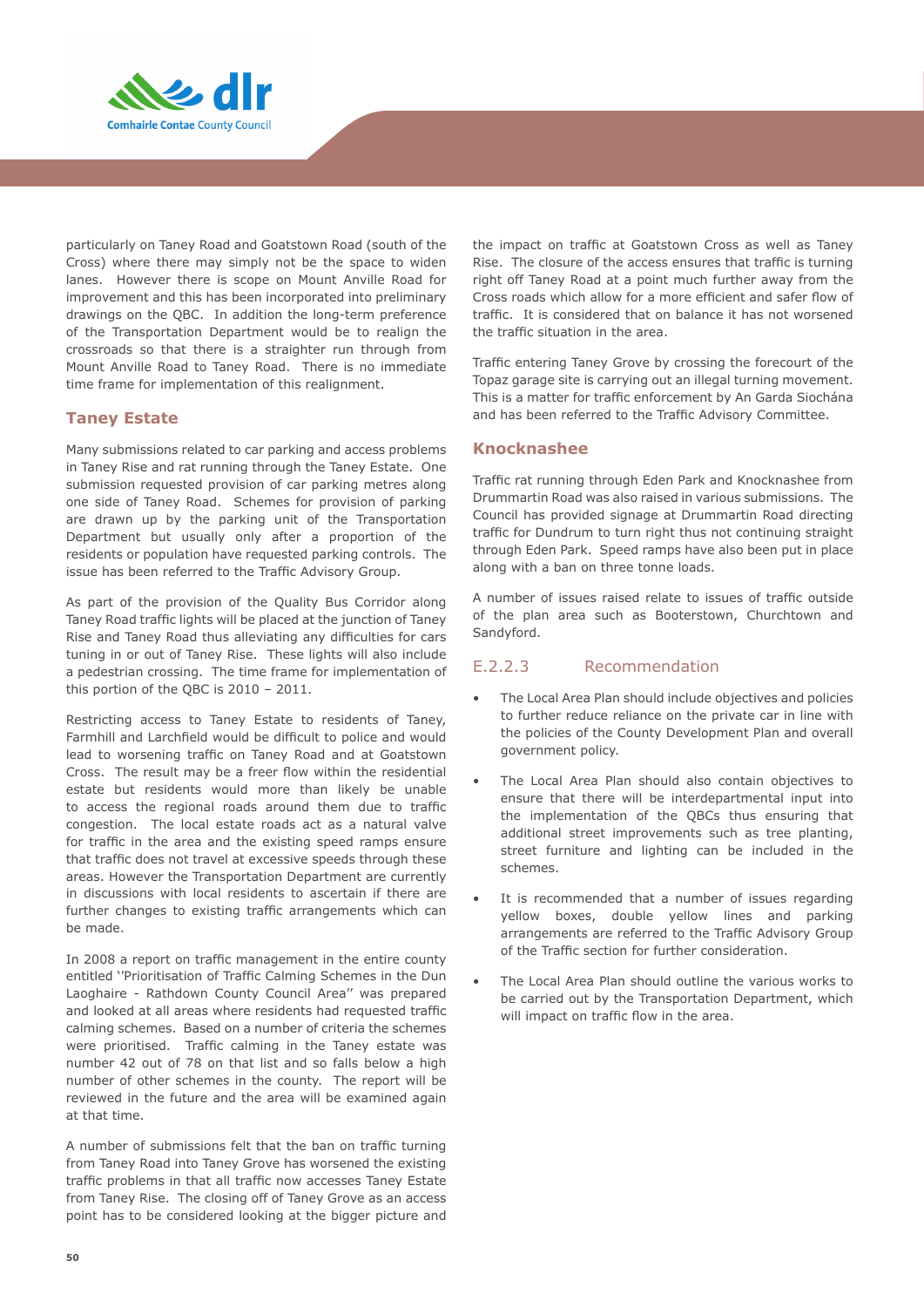particularly on Taney Road and Goatstown Road (south of the Cross) where there may simply not be the space to widen lanes. However there is scope on Mount Anville Road for improvement and this has been incorporated into preliminary drawings on the QBC. In addition the long-term preference of the Transportation Department would be to realign the crossroads so that there is a straighter run through from Mount Anville Road to Taney Road. There is no immediate time frame for implementation of this realignment.

### Taney Estate

Many submissions related to car parking and access problems in Taney Rise and rat running through the Taney Estate. One submission requested provision of car parking metres along one side of Taney Road. Schemes for provision of parking are drawn up by the parking unit of the Transportation Department but usually only after a proportion of the residents or population have requested parking controls. The issue has been referred to the Traffic Advisory Group.

As part of the provision of the Quality Bus Corridor along Taney Road traffic lights will be placed at the junction of Taney Rise and Taney Road thus alleviating any difficulties for cars tuning in or out of Taney Rise. These lights will also include a pedestrian crossing. The time frame for implementation of this portion of the QBC is 2010 – 2011.

Restricting access to Taney Estate to residents of Taney, Farmhill and Larchfield would be difficult to police and would lead to worsening traffic on Taney Road and at Goatstown Cross. The result may be a freer flow within the residential estate but residents would more than likely be unable to access the regional roads around them due to traffic congestion. The local estate roads act as a natural valve for traffic in the area and the existing speed ramps ensure that traffic does not travel at excessive speeds through these areas. However the Transportation Department are currently in discussions with local residents to ascertain if there are further changes to existing traffic arrangements which can be made.

In 2008 a report on traffic management in the entire county entitled ''Prioritisation of Traffic Calming Schemes in the Dun Laoghaire - Rathdown County Council Area'' was prepared and looked at all areas where residents had requested traffic calming schemes. Based on a number of criteria the schemes were prioritised. Traffic calming in the Taney estate was number 42 out of 78 on that list and so falls below a high number of other schemes in the county. The report will be reviewed in the future and the area will be examined again at that time.

A number of submissions felt that the ban on traffic turning from Taney Road into Taney Grove has worsened the existing traffic problems in that all traffic now accesses Taney Estate from Taney Rise. The closing off of Taney Grove as an access point has to be considered looking at the bigger picture and the impact on traffic at Goatstown Cross as well as Taney Rise. The closure of the access ensures that traffic is turning right off Taney Road at a point much further away from the Cross roads which allow for a more efficient and safer flow of traffic. It is considered that on balance it has not worsened the traffic situation in the area.

Traffic entering Taney Grove by crossing the forecourt of the Topaz garage site is carrying out an illegal turning movement. This is a matter for traffic enforcement by An Garda Siochána and has been referred to the Traffic Advisory Committee.

### Knocknashee

Traffic rat running through Eden Park and Knocknashee from Drummartin Road was also raised in various submissions. The Council has provided signage at Drummartin Road directing traffic for Dundrum to turn right thus not continuing straight through Eden Park. Speed ramps have also been put in place along with a ban on three tonne loads.

A number of issues raised relate to issues of traffic outside of the plan area such as Booterstown, Churchtown and Sandyford.

### E.2.2.3 Recommendation

- The Local Area Plan should include objectives and policies to further reduce reliance on the private car in line with the policies of the County Development Plan and overall government policy.
- The Local Area Plan should also contain objectives to ensure that there will be interdepartmental input into the implementation of the QBCs thus ensuring that additional street improvements such as tree planting, street furniture and lighting can be included in the schemes.
- It is recommended that a number of issues regarding yellow boxes, double yellow lines and parking arrangements are referred to the Traffic Advisory Group of the Traffic section for further consideration.
- The Local Area Plan should outline the various works to be carried out by the Transportation Department, which will impact on traffic flow in the area.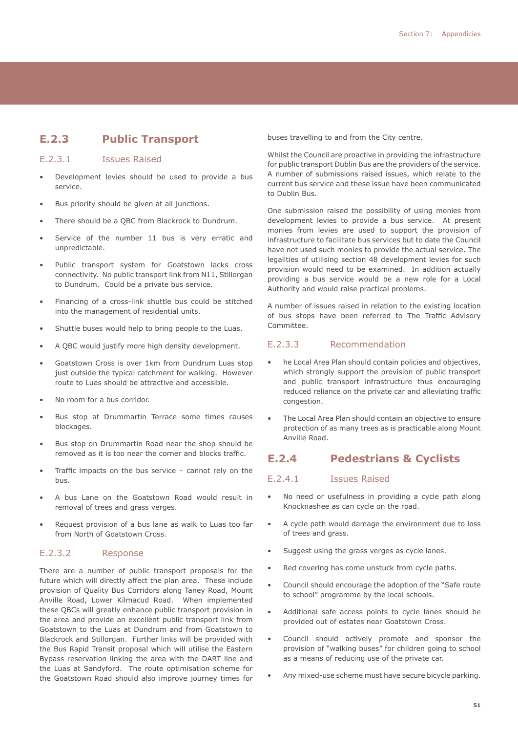## E.2.3 Public Transport

### E.2.3.1 Issues Raised

- Development levies should be used to provide a bus service.
- Bus priority should be given at all junctions.
- There should be a QBC from Blackrock to Dundrum.
- Service of the number 11 bus is very erratic and unpredictable.
- Public transport system for Goatstown lacks cross connectivity. No public transport link from N11, Stillorgan to Dundrum. Could be a private bus service.
- Financing of a cross-link shuttle bus could be stitched into the management of residential units.
- Shuttle buses would help to bring people to the Luas.
- A QBC would justify more high density development.
- Goatstown Cross is over 1km from Dundrum Luas stop just outside the typical catchment for walking. However route to Luas should be attractive and accessible.
- No room for a bus corridor.
- Bus stop at Drummartin Terrace some times causes blockages.
- Bus stop on Drummartin Road near the shop should be removed as it is too near the corner and blocks traffic.
- Traffic impacts on the bus service – cannot rely on the bus.
- A bus Lane on the Goatstown Road would result in removal of trees and grass verges.
- Request provision of a bus lane as walk to Luas too far from North of Goatstown Cross.

### E.2.3.2 Response

There are a number of public transport proposals for the future which will directly affect the plan area. These include provision of Quality Bus Corridors along Taney Road, Mount Anville Road, Lower Kilmacud Road. When implemented these QBCs will greatly enhance public transport provision in the area and provide an excellent public transport link from Goatstown to the Luas at Dundrum and from Goatstown to Blackrock and Stillorgan. Further links will be provided with the Bus Rapid Transit proposal which will utilise the Eastern Bypass reservation linking the area with the DART line and the Luas at Sandyford. The route optimisation scheme for the Goatstown Road should also improve journey times for buses travelling to and from the City centre.

Whilst the Council are proactive in providing the infrastructure for public transport Dublin Bus are the providers of the service. A number of submissions raised issues, which relate to the current bus service and these issue have been communicated to Dublin Bus.

One submission raised the possibility of using monies from development levies to provide a bus service. At present monies from levies are used to support the provision of infrastructure to facilitate bus services but to date the Council have not used such monies to provide the actual service. The legalities of utilising section 48 development levies for such provision would need to be examined. In addition actually providing a bus service would be a new role for a Local Authority and would raise practical problems.

A number of issues raised in relation to the existing location of bus stops have been referred to The Traffic Advisory Committee.

### E.2.3.3 Recommendation

- he Local Area Plan should contain policies and objectives, which strongly support the provision of public transport and public transport infrastructure thus encouraging reduced reliance on the private car and alleviating traffic congestion.
- The Local Area Plan should contain an objective to ensure protection of as many trees as is practicable along Mount Anville Road.

## E.2.4 Pedestrians & Cyclists

### E.2.4.1 Issues Raised

- No need or usefulness in providing a cycle path along Knocknashee as can cycle on the road.
- A cycle path would damage the environment due to loss of trees and grass.
- Suggest using the grass verges as cycle lanes.
- Red covering has come unstuck from cycle paths.
- Council should encourage the adoption of the "Safe route to school" programme by the local schools.
- Additional safe access points to cycle lanes should be provided out of estates near Goatstown Cross.
- Council should actively promote and sponsor the provision of "walking buses" for children going to school as a means of reducing use of the private car.
- Any mixed-use scheme must have secure bicycle parking.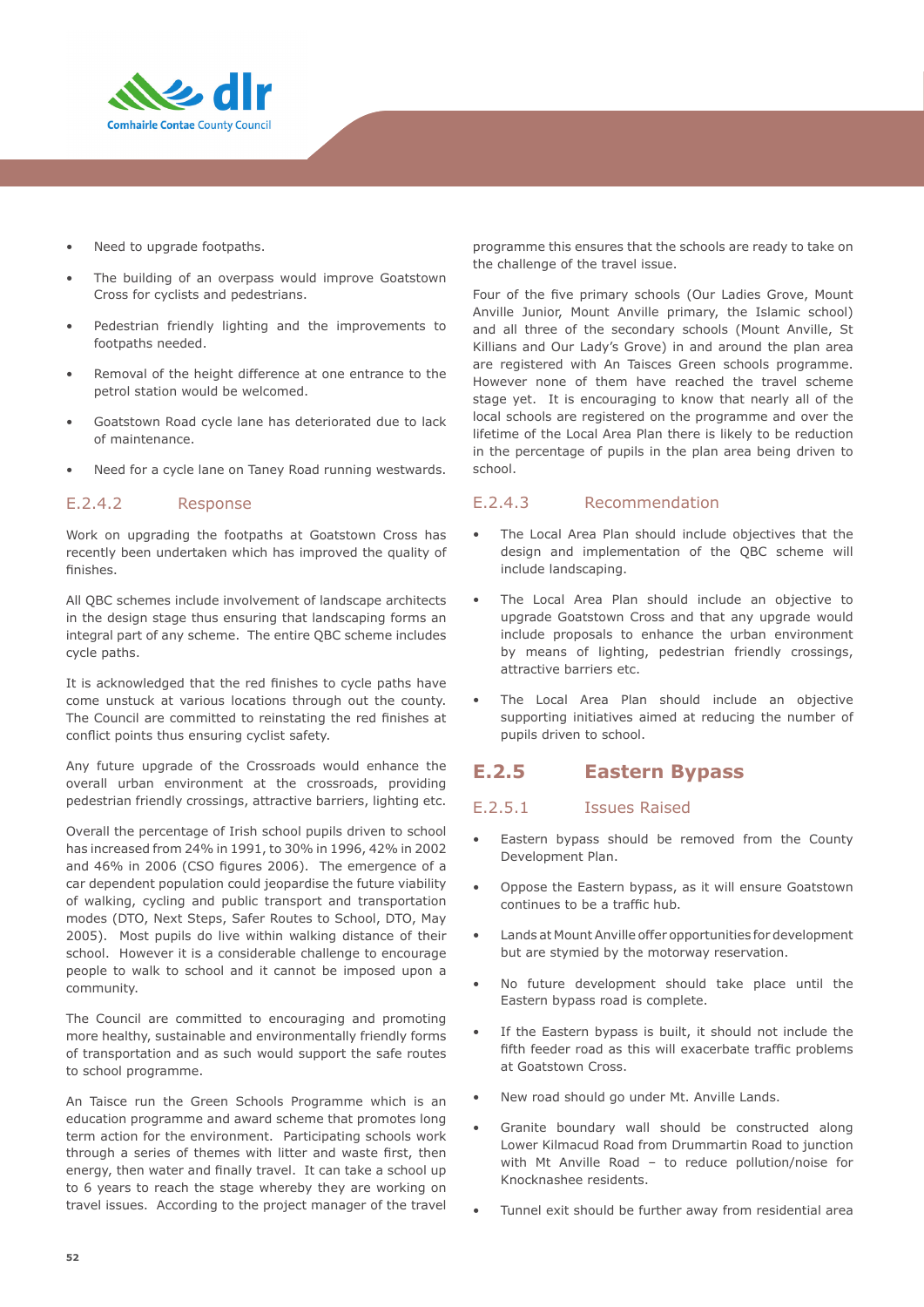- Need to upgrade footpaths.
- The building of an overpass would improve Goatstown Cross for cyclists and pedestrians.
- Pedestrian friendly lighting and the improvements to footpaths needed.
- Removal of the height difference at one entrance to the petrol station would be welcomed.
- Goatstown Road cycle lane has deteriorated due to lack of maintenance.
- Need for a cycle lane on Taney Road running westwards.

### E.2.4.2 Response

Work on upgrading the footpaths at Goatstown Cross has recently been undertaken which has improved the quality of finishes.

All QBC schemes include involvement of landscape architects in the design stage thus ensuring that landscaping forms an integral part of any scheme. The entire QBC scheme includes cycle paths.

It is acknowledged that the red finishes to cycle paths have come unstuck at various locations through out the county. The Council are committed to reinstating the red finishes at conflict points thus ensuring cyclist safety.

Any future upgrade of the Crossroads would enhance the overall urban environment at the crossroads, providing pedestrian friendly crossings, attractive barriers, lighting etc.

Overall the percentage of Irish school pupils driven to school has increased from 24% in 1991, to 30% in 1996, 42% in 2002 and 46% in 2006 (CSO figures 2006). The emergence of a car dependent population could jeopardise the future viability of walking, cycling and public transport and transportation modes (DTO, Next Steps, Safer Routes to School, DTO, May 2005). Most pupils do live within walking distance of their school. However it is a considerable challenge to encourage people to walk to school and it cannot be imposed upon a community.

The Council are committed to encouraging and promoting more healthy, sustainable and environmentally friendly forms of transportation and as such would support the safe routes to school programme.

An Taisce run the Green Schools Programme which is an education programme and award scheme that promotes long term action for the environment. Participating schools work through a series of themes with litter and waste first, then energy, then water and finally travel. It can take a school up to 6 years to reach the stage whereby they are working on travel issues. According to the project manager of the travel programme this ensures that the schools are ready to take on the challenge of the travel issue.

Four of the five primary schools (Our Ladies Grove, Mount Anville Junior, Mount Anville primary, the Islamic school) and all three of the secondary schools (Mount Anville, St Killians and Our Lady's Grove) in and around the plan area are registered with An Taisces Green schools programme. However none of them have reached the travel scheme stage yet. It is encouraging to know that nearly all of the local schools are registered on the programme and over the lifetime of the Local Area Plan there is likely to be reduction in the percentage of pupils in the plan area being driven to school.

### E.2.4.3 Recommendation

- The Local Area Plan should include objectives that the design and implementation of the QBC scheme will include landscaping.
- The Local Area Plan should include an objective to upgrade Goatstown Cross and that any upgrade would include proposals to enhance the urban environment by means of lighting, pedestrian friendly crossings, attractive barriers etc.
- The Local Area Plan should include an objective supporting initiatives aimed at reducing the number of pupils driven to school.

## E.2.5 Eastern Bypass

### E.2.5.1 Issues Raised

- Eastern bypass should be removed from the County Development Plan.
- Oppose the Eastern bypass, as it will ensure Goatstown continues to be a traffic hub.
- Lands at Mount Anville offer opportunities for development but are stymied by the motorway reservation.
- No future development should take place until the Eastern bypass road is complete.
- If the Eastern bypass is built, it should not include the fifth feeder road as this will exacerbate traffic problems at Goatstown Cross.
- New road should go under Mt. Anville Lands.
- Granite boundary wall should be constructed along Lower Kilmacud Road from Drummartin Road to junction with Mt Anville Road – to reduce pollution/noise for Knocknashee residents.
- Tunnel exit should be further away from residential area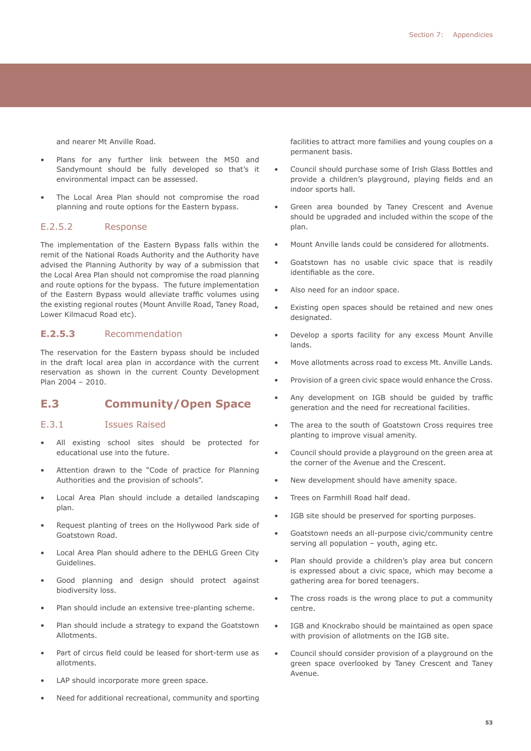and nearer Mt Anville Road.

- Plans for any further link between the M50 and Sandymount should be fully developed so that's it environmental impact can be assessed.
- The Local Area Plan should not compromise the road planning and route options for the Eastern bypass.

### E.2.5.2 Response

The implementation of the Eastern Bypass falls within the remit of the National Roads Authority and the Authority have advised the Planning Authority by way of a submission that the Local Area Plan should not compromise the road planning and route options for the bypass. The future implementation of the Eastern Bypass would alleviate traffic volumes using the existing regional routes (Mount Anville Road, Taney Road, Lower Kilmacud Road etc).

### E.2.5.3 Recommendation

The reservation for the Eastern bypass should be included in the draft local area plan in accordance with the current reservation as shown in the current County Development Plan 2004 – 2010.

## E.3 Community/Open Space

### E.3.1 Issues Raised

- All existing school sites should be protected for educational use into the future.
- Attention drawn to the "Code of practice for Planning Authorities and the provision of schools".
- Local Area Plan should include a detailed landscaping plan.
- Request planting of trees on the Hollywood Park side of Goatstown Road.
- Local Area Plan should adhere to the DEHLG Green City Guidelines.
- Good planning and design should protect against biodiversity loss.
- Plan should include an extensive tree-planting scheme.
- Plan should include a strategy to expand the Goatstown Allotments.
- Part of circus field could be leased for short-term use as allotments.
- LAP should incorporate more green space.
- Need for additional recreational, community and sporting facilities to attract more families and young couples on a permanent basis.
- Council should purchase some of Irish Glass Bottles and provide a children's playground, playing fields and an indoor sports hall.
- Green area bounded by Taney Crescent and Avenue should be upgraded and included within the scope of the plan.
- Mount Anville lands could be considered for allotments.
- Goatstown has no usable civic space that is readily identifiable as the core.
- Also need for an indoor space.
- Existing open spaces should be retained and new ones designated.
- Develop a sports facility for any excess Mount Anville lands.
- Move allotments across road to excess Mt. Anville Lands.
- Provision of a green civic space would enhance the Cross.
- Any development on IGB should be guided by traffic generation and the need for recreational facilities.
- The area to the south of Goatstown Cross requires tree planting to improve visual amenity.
- Council should provide a playground on the green area at the corner of the Avenue and the Crescent.
- New development should have amenity space.
- Trees on Farmhill Road half dead.
- IGB site should be preserved for sporting purposes.
- Goatstown needs an all-purpose civic/community centre serving all population – youth, aging etc.
- Plan should provide a children's play area but concern is expressed about a civic space, which may become a gathering area for bored teenagers.
- The cross roads is the wrong place to put a community centre.
- IGB and Knockrabo should be maintained as open space with provision of allotments on the IGB site.
- Council should consider provision of a playground on the green space overlooked by Taney Crescent and Taney Avenue.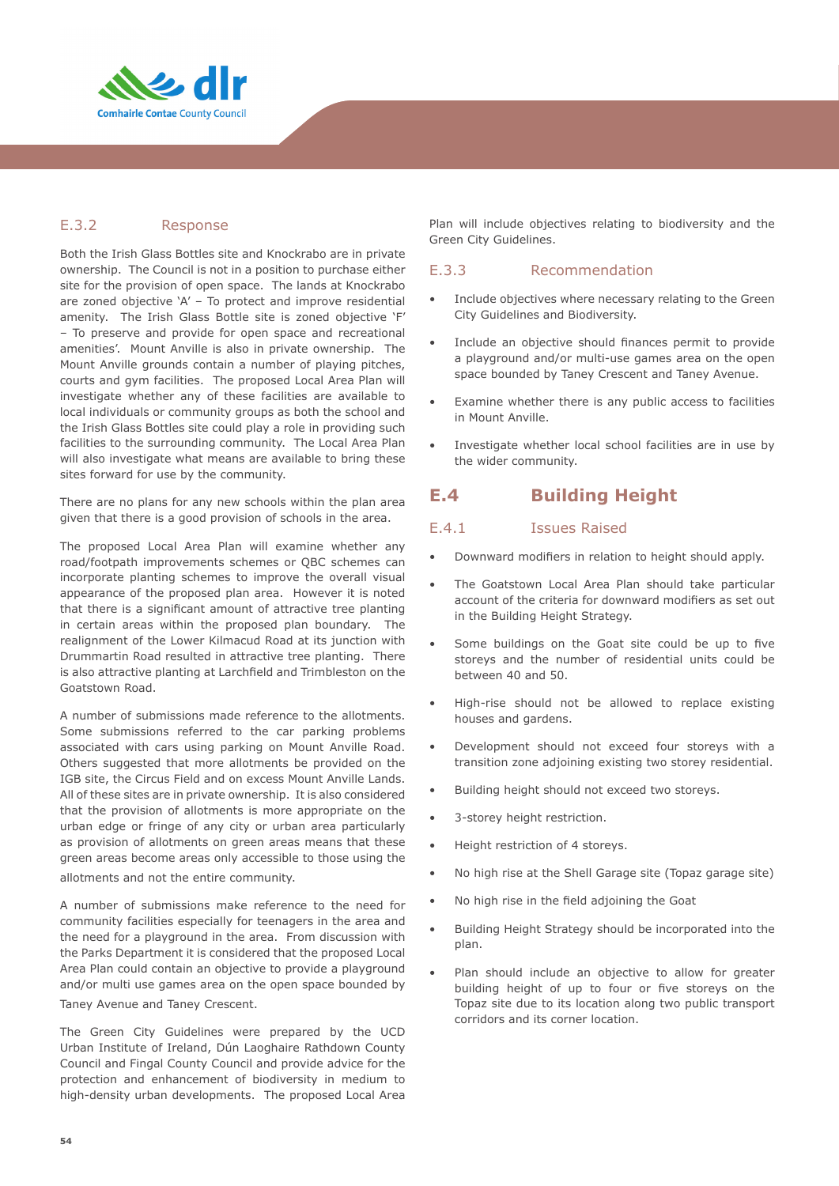### E.3.2 Response

Both the Irish Glass Bottles site and Knockrabo are in private ownership. The Council is not in a position to purchase either site for the provision of open space. The lands at Knockrabo are zoned objective 'A' – To protect and improve residential amenity. The Irish Glass Bottle site is zoned objective 'F' – To preserve and provide for open space and recreational amenities'. Mount Anville is also in private ownership. The Mount Anville grounds contain a number of playing pitches, courts and gym facilities. The proposed Local Area Plan will investigate whether any of these facilities are available to local individuals or community groups as both the school and the Irish Glass Bottles site could play a role in providing such facilities to the surrounding community. The Local Area Plan will also investigate what means are available to bring these sites forward for use by the community.

There are no plans for any new schools within the plan area given that there is a good provision of schools in the area.

The proposed Local Area Plan will examine whether any road/footpath improvements schemes or QBC schemes can incorporate planting schemes to improve the overall visual appearance of the proposed plan area. However it is noted that there is a significant amount of attractive tree planting in certain areas within the proposed plan boundary. The realignment of the Lower Kilmacud Road at its junction with Drummartin Road resulted in attractive tree planting. There is also attractive planting at Larchfield and Trimbleston on the Goatstown Road.

A number of submissions made reference to the allotments. Some submissions referred to the car parking problems associated with cars using parking on Mount Anville Road. Others suggested that more allotments be provided on the IGB site, the Circus Field and on excess Mount Anville Lands. All of these sites are in private ownership. It is also considered that the provision of allotments is more appropriate on the urban edge or fringe of any city or urban area particularly as provision of allotments on green areas means that these green areas become areas only accessible to those using the allotments and not the entire community.

A number of submissions make reference to the need for community facilities especially for teenagers in the area and the need for a playground in the area. From discussion with the Parks Department it is considered that the proposed Local Area Plan could contain an objective to provide a playground and/or multi use games area on the open space bounded by Taney Avenue and Taney Crescent.

The Green City Guidelines were prepared by the UCD Urban Institute of Ireland, Dún Laoghaire Rathdown County Council and Fingal County Council and provide advice for the protection and enhancement of biodiversity in medium to high-density urban developments. The proposed Local Area Plan will include objectives relating to biodiversity and the Green City Guidelines.

### E.3.3 Recommendation

- Include objectives where necessary relating to the Green City Guidelines and Biodiversity.
- Include an objective should finances permit to provide a playground and/or multi-use games area on the open space bounded by Taney Crescent and Taney Avenue.
- Examine whether there is any public access to facilities in Mount Anville.
- Investigate whether local school facilities are in use by the wider community.

## E.4 Building Height

### E.4.1 Issues Raised

- Downward modifiers in relation to height should apply.
- The Goatstown Local Area Plan should take particular account of the criteria for downward modifiers as set out in the Building Height Strategy.
- Some buildings on the Goat site could be up to five storeys and the number of residential units could be between 40 and 50.
- High-rise should not be allowed to replace existing houses and gardens.
- Development should not exceed four storeys with a transition zone adjoining existing two storey residential.
- Building height should not exceed two storeys.
- 3-storey height restriction.
- Height restriction of 4 storeys.
- No high rise at the Shell Garage site (Topaz garage site)
- No high rise in the field adjoining the Goat
- Building Height Strategy should be incorporated into the plan.
- Plan should include an objective to allow for greater building height of up to four or five storeys on the Topaz site due to its location along two public transport corridors and its corner location.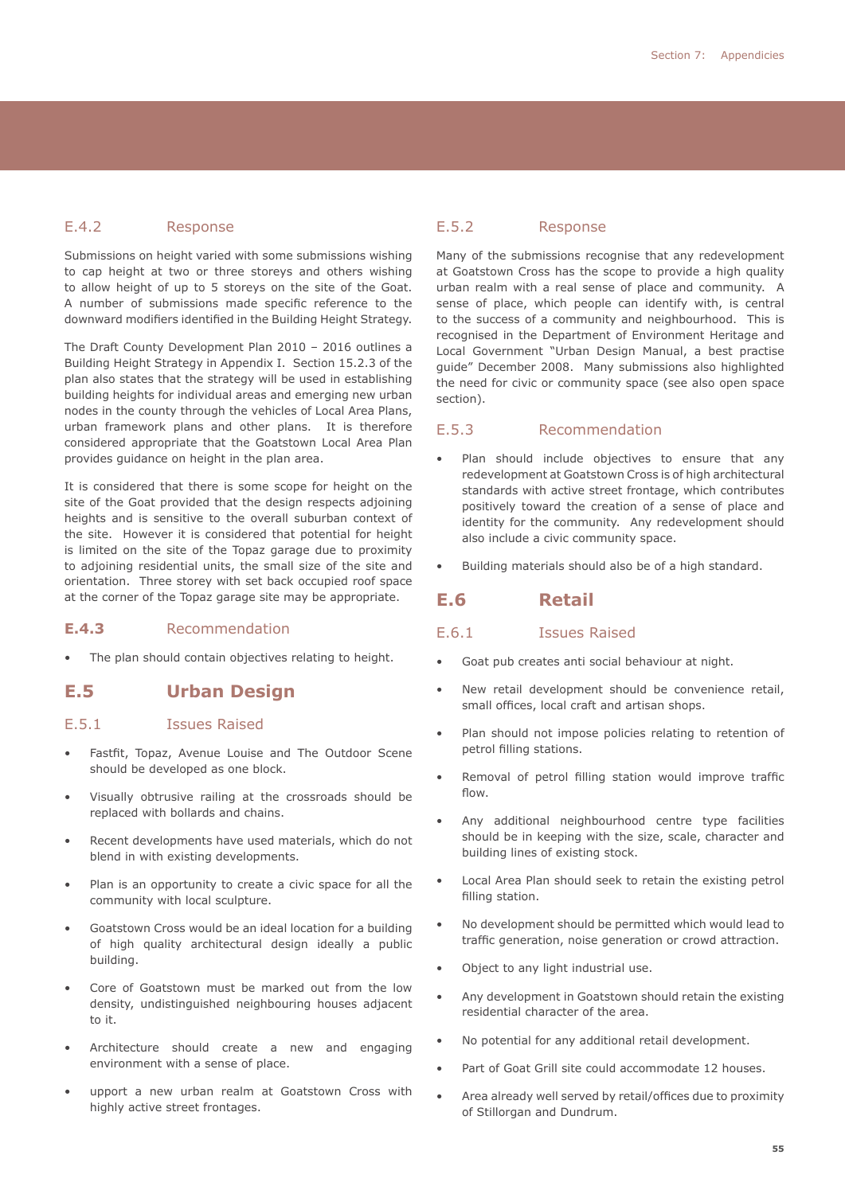### E.4.2 Response

Submissions on height varied with some submissions wishing to cap height at two or three storeys and others wishing to allow height of up to 5 storeys on the site of the Goat. A number of submissions made specific reference to the downward modifiers identified in the Building Height Strategy.

The Draft County Development Plan 2010 – 2016 outlines a Building Height Strategy in Appendix I. Section 15.2.3 of the plan also states that the strategy will be used in establishing building heights for individual areas and emerging new urban nodes in the county through the vehicles of Local Area Plans, urban framework plans and other plans. It is therefore considered appropriate that the Goatstown Local Area Plan provides guidance on height in the plan area.

It is considered that there is some scope for height on the site of the Goat provided that the design respects adjoining heights and is sensitive to the overall suburban context of the site. However it is considered that potential for height is limited on the site of the Topaz garage due to proximity to adjoining residential units, the small size of the site and orientation. Three storey with set back occupied roof space at the corner of the Topaz garage site may be appropriate.

### E.4.3 Recommendation

- The plan should contain objectives relating to height.

## E.5 Urban Design

### E.5.1 Issues Raised

- Fastfit, Topaz, Avenue Louise and The Outdoor Scene should be developed as one block.
- Visually obtrusive railing at the crossroads should be replaced with bollards and chains.
- Recent developments have used materials, which do not blend in with existing developments.
- Plan is an opportunity to create a civic space for all the community with local sculpture.
- Goatstown Cross would be an ideal location for a building of high quality architectural design ideally a public building.
- Core of Goatstown must be marked out from the low density, undistinguished neighbouring houses adjacent to it.
- Architecture should create a new and engaging environment with a sense of place.
- upport a new urban realm at Goatstown Cross with highly active street frontages.

### E.5.2 Response

Many of the submissions recognise that any redevelopment at Goatstown Cross has the scope to provide a high quality urban realm with a real sense of place and community. A sense of place, which people can identify with, is central to the success of a community and neighbourhood. This is recognised in the Department of Environment Heritage and Local Government "Urban Design Manual, a best practise guide" December 2008. Many submissions also highlighted the need for civic or community space (see also open space section).

### E.5.3 Recommendation

- Plan should include objectives to ensure that any redevelopment at Goatstown Cross is of high architectural standards with active street frontage, which contributes positively toward the creation of a sense of place and identity for the community. Any redevelopment should also include a civic community space.
- Building materials should also be of a high standard.

## E.6 Retail

### E.6.1 Issues Raised

- Goat pub creates anti social behaviour at night.
- New retail development should be convenience retail, small offices, local craft and artisan shops.
- Plan should not impose policies relating to retention of petrol filling stations.
- Removal of petrol filling station would improve traffic flow.
- Any additional neighbourhood centre type facilities should be in keeping with the size, scale, character and building lines of existing stock.
- Local Area Plan should seek to retain the existing petrol filling station.
- No development should be permitted which would lead to traffic generation, noise generation or crowd attraction.
- Object to any light industrial use.
- Any development in Goatstown should retain the existing residential character of the area.
- No potential for any additional retail development.
- Part of Goat Grill site could accommodate 12 houses.
- Area already well served by retail/offices due to proximity of Stillorgan and Dundrum.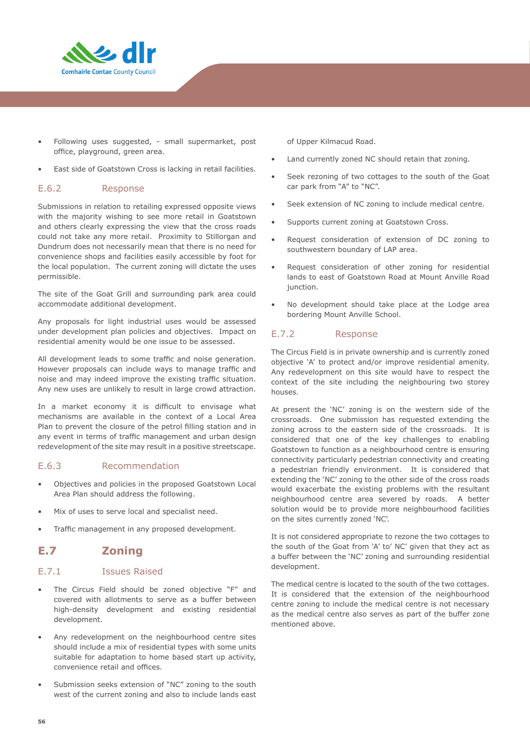- Following uses suggested, - small supermarket, post office, playground, green area.
- East side of Goatstown Cross is lacking in retail facilities.

### E.6.2 Response

Submissions in relation to retailing expressed opposite views with the majority wishing to see more retail in Goatstown and others clearly expressing the view that the cross roads could not take any more retail. Proximity to Stillorgan and Dundrum does not necessarily mean that there is no need for convenience shops and facilities easily accessible by foot for the local population. The current zoning will dictate the uses permissible.

The site of the Goat Grill and surrounding park area could accommodate additional development.

Any proposals for light industrial uses would be assessed under development plan policies and objectives. Impact on residential amenity would be one issue to be assessed.

All development leads to some traffic and noise generation. However proposals can include ways to manage traffic and noise and may indeed improve the existing traffic situation. Any new uses are unlikely to result in large crowd attraction.

In a market economy it is difficult to envisage what mechanisms are available in the context of a Local Area Plan to prevent the closure of the petrol filling station and in any event in terms of traffic management and urban design redevelopment of the site may result in a positive streetscape.

### E.6.3 Recommendation

- Objectives and policies in the proposed Goatstown Local Area Plan should address the following.
- Mix of uses to serve local and specialist need.
- Traffic management in any proposed development.

## E.7 Zoning

### E.7.1 Issues Raised

- The Circus Field should be zoned objective "F" and covered with allotments to serve as a buffer between high-density development and existing residential development.
- Any redevelopment on the neighbourhood centre sites should include a mix of residential types with some units suitable for adaptation to home based start up activity, convenience retail and offices.
- Submission seeks extension of "NC" zoning to the south west of the current zoning and also to include lands east of Upper Kilmacud Road.
- Land currently zoned NC should retain that zoning.
- Seek rezoning of two cottages to the south of the Goat car park from "A" to "NC".
- Seek extension of NC zoning to include medical centre.
- Supports current zoning at Goatstown Cross.
- Request consideration of extension of DC zoning to southwestern boundary of LAP area.
- Request consideration of other zoning for residential lands to east of Goatstown Road at Mount Anville Road junction.
- No development should take place at the Lodge area bordering Mount Anville School.

### E.7.2 Response

The Circus Field is in private ownership and is currently zoned objective 'A' to protect and/or improve residential amenity. Any redevelopment on this site would have to respect the context of the site including the neighbouring two storey houses.

At present the 'NC' zoning is on the western side of the crossroads. One submission has requested extending the zoning across to the eastern side of the crossroads. It is considered that one of the key challenges to enabling Goatstown to function as a neighbourhood centre is ensuring connectivity particularly pedestrian connectivity and creating a pedestrian friendly environment. It is considered that extending the 'NC' zoning to the other side of the cross roads would exacerbate the existing problems with the resultant neighbourhood centre area severed by roads. A better solution would be to provide more neighbourhood facilities on the sites currently zoned 'NC'.

It is not considered appropriate to rezone the two cottages to the south of the Goat from 'A' to' NC' given that they act as a buffer between the 'NC' zoning and surrounding residential development.

The medical centre is located to the south of the two cottages. It is considered that the extension of the neighbourhood centre zoning to include the medical centre is not necessary as the medical centre also serves as part of the buffer zone mentioned above.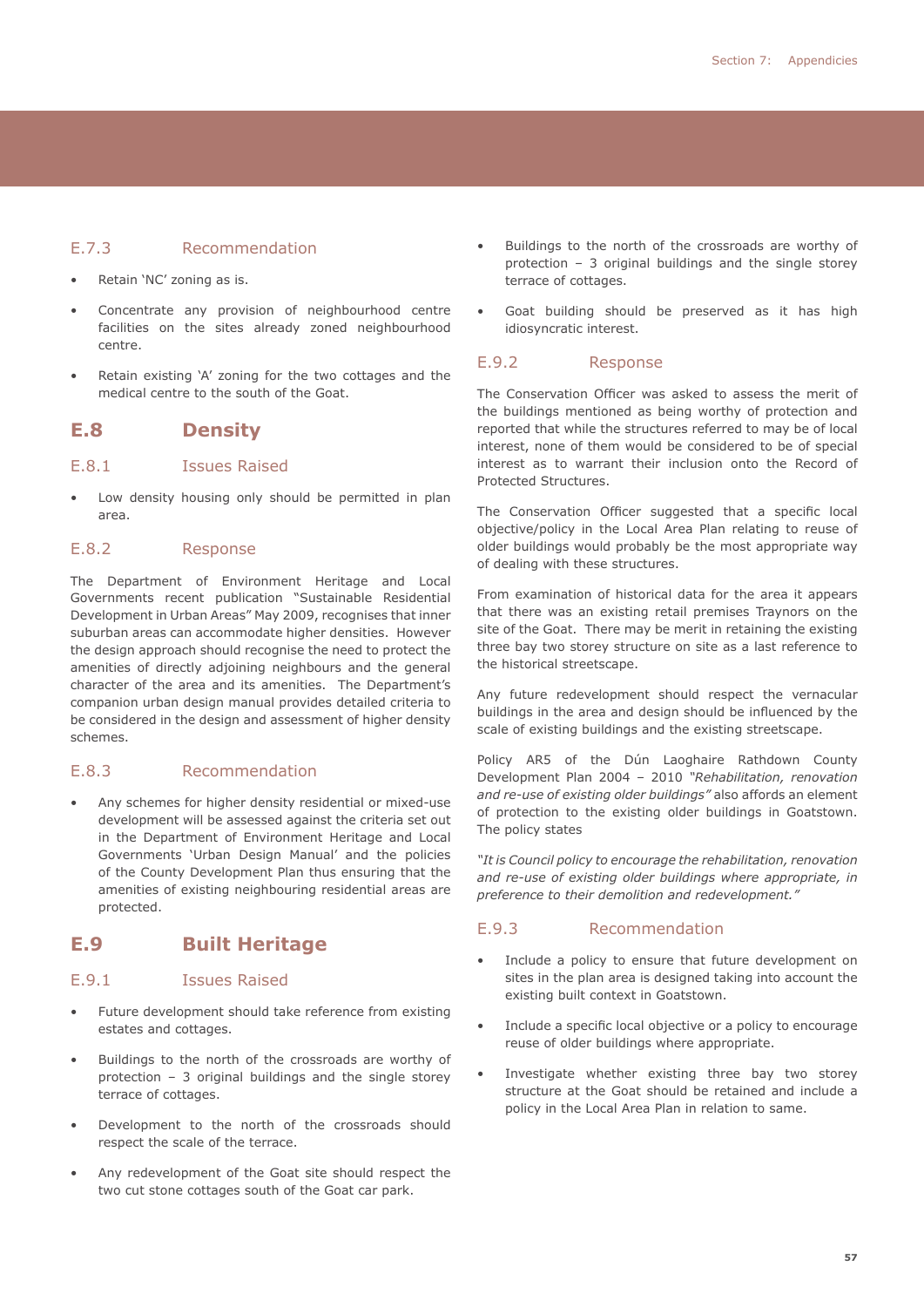### E.7.3 Recommendation

- Retain 'NC' zoning as is.
- Concentrate any provision of neighbourhood centre facilities on the sites already zoned neighbourhood centre.
- Retain existing 'A' zoning for the two cottages and the medical centre to the south of the Goat.

## E.8 Density

### E.8.1 Issues Raised

- Low density housing only should be permitted in plan area.

### E.8.2 Response

The Department of Environment Heritage and Local Governments recent publication "Sustainable Residential Development in Urban Areas" May 2009, recognises that inner suburban areas can accommodate higher densities. However the design approach should recognise the need to protect the amenities of directly adjoining neighbours and the general character of the area and its amenities. The Department's companion urban design manual provides detailed criteria to be considered in the design and assessment of higher density schemes.

### E.8.3 Recommendation

- Any schemes for higher density residential or mixed-use development will be assessed against the criteria set out in the Department of Environment Heritage and Local Governments 'Urban Design Manual' and the policies of the County Development Plan thus ensuring that the amenities of existing neighbouring residential areas are protected.

## E.9 Built Heritage

### E.9.1 Issues Raised

- Future development should take reference from existing estates and cottages.
- Buildings to the north of the crossroads are worthy of protection – 3 original buildings and the single storey terrace of cottages.
- Development to the north of the crossroads should respect the scale of the terrace.
- Any redevelopment of the Goat site should respect the two cut stone cottages south of the Goat car park.
- Buildings to the north of the crossroads are worthy of protection – 3 original buildings and the single storey terrace of cottages.
- Goat building should be preserved as it has high idiosyncratic interest.

### E.9.2 Response

The Conservation Officer was asked to assess the merit of the buildings mentioned as being worthy of protection and reported that while the structures referred to may be of local interest, none of them would be considered to be of special interest as to warrant their inclusion onto the Record of Protected Structures.

The Conservation Officer suggested that a specific local objective/policy in the Local Area Plan relating to reuse of older buildings would probably be the most appropriate way of dealing with these structures.

From examination of historical data for the area it appears that there was an existing retail premises Traynors on the site of the Goat. There may be merit in retaining the existing three bay two storey structure on site as a last reference to the historical streetscape.

Any future redevelopment should respect the vernacular buildings in the area and design should be influenced by the scale of existing buildings and the existing streetscape.

Policy AR5 of the Dún Laoghaire Rathdown County Development Plan 2004 – 2010 *"Rehabilitation, renovation and re-use of existing older buildings"* also affords an element of protection to the existing older buildings in Goatstown. The policy states

*"It is Council policy to encourage the rehabilitation, renovation and re-use of existing older buildings where appropriate, in preference to their demolition and redevelopment."*

### E.9.3 Recommendation

- Include a policy to ensure that future development on sites in the plan area is designed taking into account the existing built context in Goatstown.
- Include a specific local objective or a policy to encourage reuse of older buildings where appropriate.
- Investigate whether existing three bay two storey structure at the Goat should be retained and include a policy in the Local Area Plan in relation to same.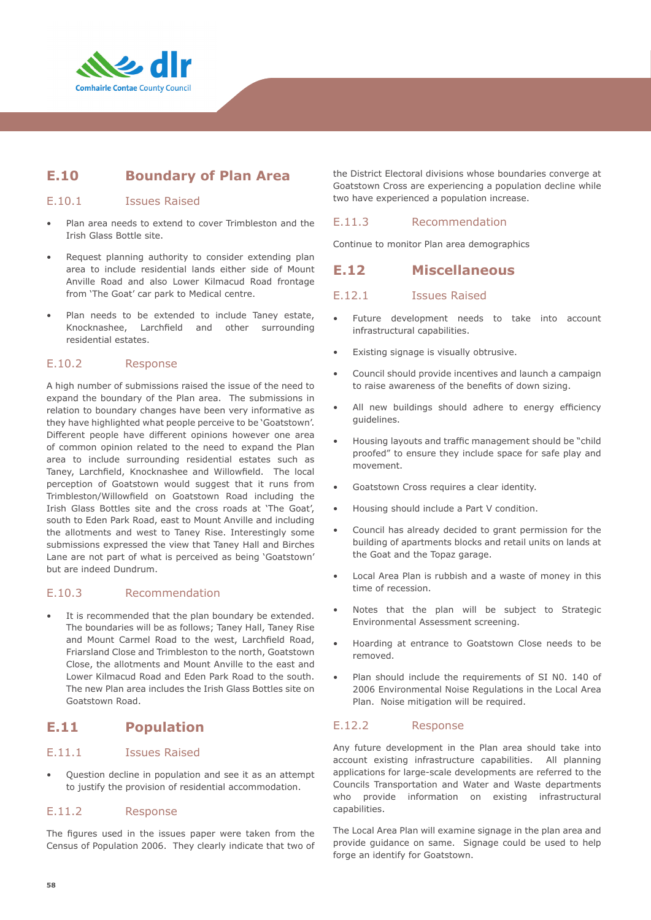## E.10 Boundary of Plan Area

### E.10.1 Issues Raised

- Plan area needs to extend to cover Trimbleston and the Irish Glass Bottle site.
- Request planning authority to consider extending plan area to include residential lands either side of Mount Anville Road and also Lower Kilmacud Road frontage from 'The Goat' car park to Medical centre.
- Plan needs to be extended to include Taney estate, Knocknashee, Larchfield and other surrounding residential estates.

### E.10.2 Response

A high number of submissions raised the issue of the need to expand the boundary of the Plan area. The submissions in relation to boundary changes have been very informative as they have highlighted what people perceive to be 'Goatstown'. Different people have different opinions however one area of common opinion related to the need to expand the Plan area to include surrounding residential estates such as Taney, Larchfield, Knocknashee and Willowfield. The local perception of Goatstown would suggest that it runs from Trimbleston/Willowfield on Goatstown Road including the Irish Glass Bottles site and the cross roads at 'The Goat', south to Eden Park Road, east to Mount Anville and including the allotments and west to Taney Rise. Interestingly some submissions expressed the view that Taney Hall and Birches Lane are not part of what is perceived as being 'Goatstown' but are indeed Dundrum.

### E.10.3 Recommendation

- It is recommended that the plan boundary be extended. The boundaries will be as follows; Taney Hall, Taney Rise and Mount Carmel Road to the west, Larchfield Road, Friarsland Close and Trimbleston to the north, Goatstown Close, the allotments and Mount Anville to the east and Lower Kilmacud Road and Eden Park Road to the south. The new Plan area includes the Irish Glass Bottles site on Goatstown Road.

## E.11 Population

### E.11.1 Issues Raised

- Question decline in population and see it as an attempt to justify the provision of residential accommodation.

### E.11.2 Response

The figures used in the issues paper were taken from the Census of Population 2006. They clearly indicate that two of the District Electoral divisions whose boundaries converge at Goatstown Cross are experiencing a population decline while two have experienced a population increase.

### E.11.3 Recommendation

Continue to monitor Plan area demographics

## E.12 Miscellaneous

### E.12.1 Issues Raised

- Future development needs to take into account infrastructural capabilities.
- Existing signage is visually obtrusive.
- Council should provide incentives and launch a campaign to raise awareness of the benefits of down sizing.
- All new buildings should adhere to energy efficiency guidelines.
- Housing layouts and traffic management should be "child proofed" to ensure they include space for safe play and movement.
- Goatstown Cross requires a clear identity.
- Housing should include a Part V condition.
- Council has already decided to grant permission for the building of apartments blocks and retail units on lands at the Goat and the Topaz garage.
- Local Area Plan is rubbish and a waste of money in this time of recession.
- Notes that the plan will be subject to Strategic Environmental Assessment screening.
- Hoarding at entrance to Goatstown Close needs to be removed.
- Plan should include the requirements of SI N0. 140 of 2006 Environmental Noise Regulations in the Local Area Plan. Noise mitigation will be required.

### E.12.2 Response

Any future development in the Plan area should take into account existing infrastructure capabilities. All planning applications for large-scale developments are referred to the Councils Transportation and Water and Waste departments who provide information on existing infrastructural capabilities.

The Local Area Plan will examine signage in the plan area and provide guidance on same. Signage could be used to help forge an identify for Goatstown.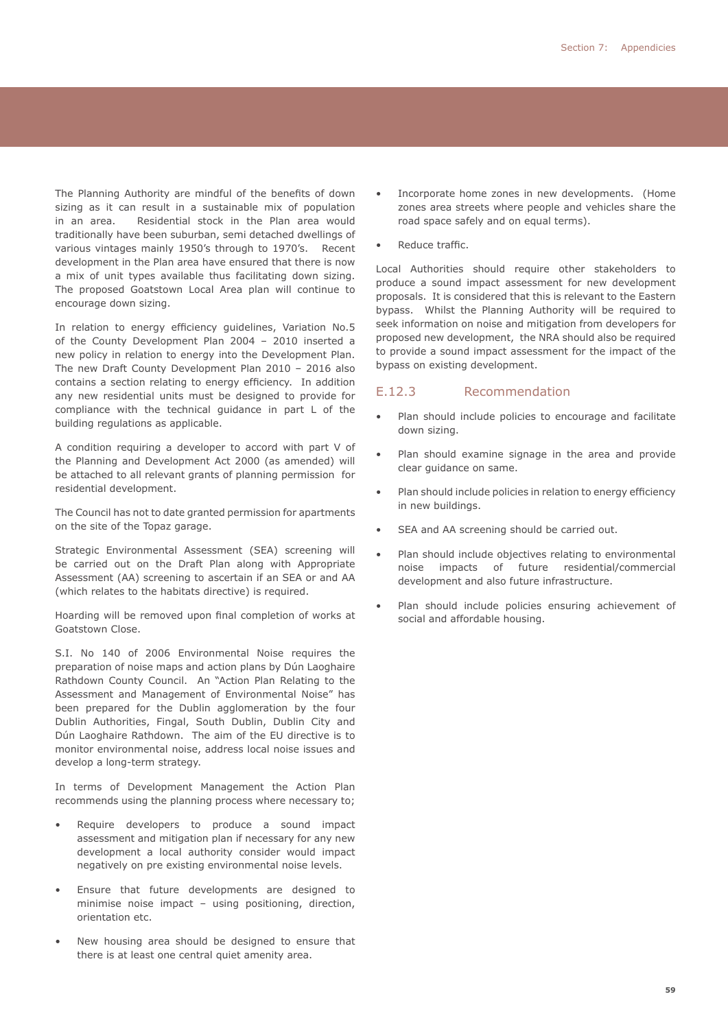The Planning Authority are mindful of the benefits of down sizing as it can result in a sustainable mix of population in an area. Residential stock in the Plan area would traditionally have been suburban, semi detached dwellings of various vintages mainly 1950's through to 1970's. Recent development in the Plan area have ensured that there is now a mix of unit types available thus facilitating down sizing. The proposed Goatstown Local Area plan will continue to encourage down sizing.

In relation to energy efficiency guidelines, Variation No.5 of the County Development Plan 2004 – 2010 inserted a new policy in relation to energy into the Development Plan. The new Draft County Development Plan 2010 – 2016 also contains a section relating to energy efficiency. In addition any new residential units must be designed to provide for compliance with the technical guidance in part L of the building regulations as applicable.

A condition requiring a developer to accord with part V of the Planning and Development Act 2000 (as amended) will be attached to all relevant grants of planning permission for residential development.

The Council has not to date granted permission for apartments on the site of the Topaz garage.

Strategic Environmental Assessment (SEA) screening will be carried out on the Draft Plan along with Appropriate Assessment (AA) screening to ascertain if an SEA or and AA (which relates to the habitats directive) is required.

Hoarding will be removed upon final completion of works at Goatstown Close.

S.I. No 140 of 2006 Environmental Noise requires the preparation of noise maps and action plans by Dún Laoghaire Rathdown County Council. An "Action Plan Relating to the Assessment and Management of Environmental Noise" has been prepared for the Dublin agglomeration by the four Dublin Authorities, Fingal, South Dublin, Dublin City and Dún Laoghaire Rathdown. The aim of the EU directive is to monitor environmental noise, address local noise issues and develop a long-term strategy.

In terms of Development Management the Action Plan recommends using the planning process where necessary to;

- Require developers to produce a sound impact assessment and mitigation plan if necessary for any new development a local authority consider would impact negatively on pre existing environmental noise levels.
- Ensure that future developments are designed to minimise noise impact – using positioning, direction, orientation etc.
- New housing area should be designed to ensure that there is at least one central quiet amenity area.
- Incorporate home zones in new developments. (Home zones area streets where people and vehicles share the road space safely and on equal terms).
- Reduce traffic.

Local Authorities should require other stakeholders to produce a sound impact assessment for new development proposals. It is considered that this is relevant to the Eastern bypass. Whilst the Planning Authority will be required to seek information on noise and mitigation from developers for proposed new development, the NRA should also be required to provide a sound impact assessment for the impact of the bypass on existing development.

### E.12.3 Recommendation

- Plan should include policies to encourage and facilitate down sizing.
- Plan should examine signage in the area and provide clear guidance on same.
- Plan should include policies in relation to energy efficiency in new buildings.
- SEA and AA screening should be carried out.
- Plan should include objectives relating to environmental noise impacts of future residential/commercial development and also future infrastructure.
- Plan should include policies ensuring achievement of social and affordable housing.